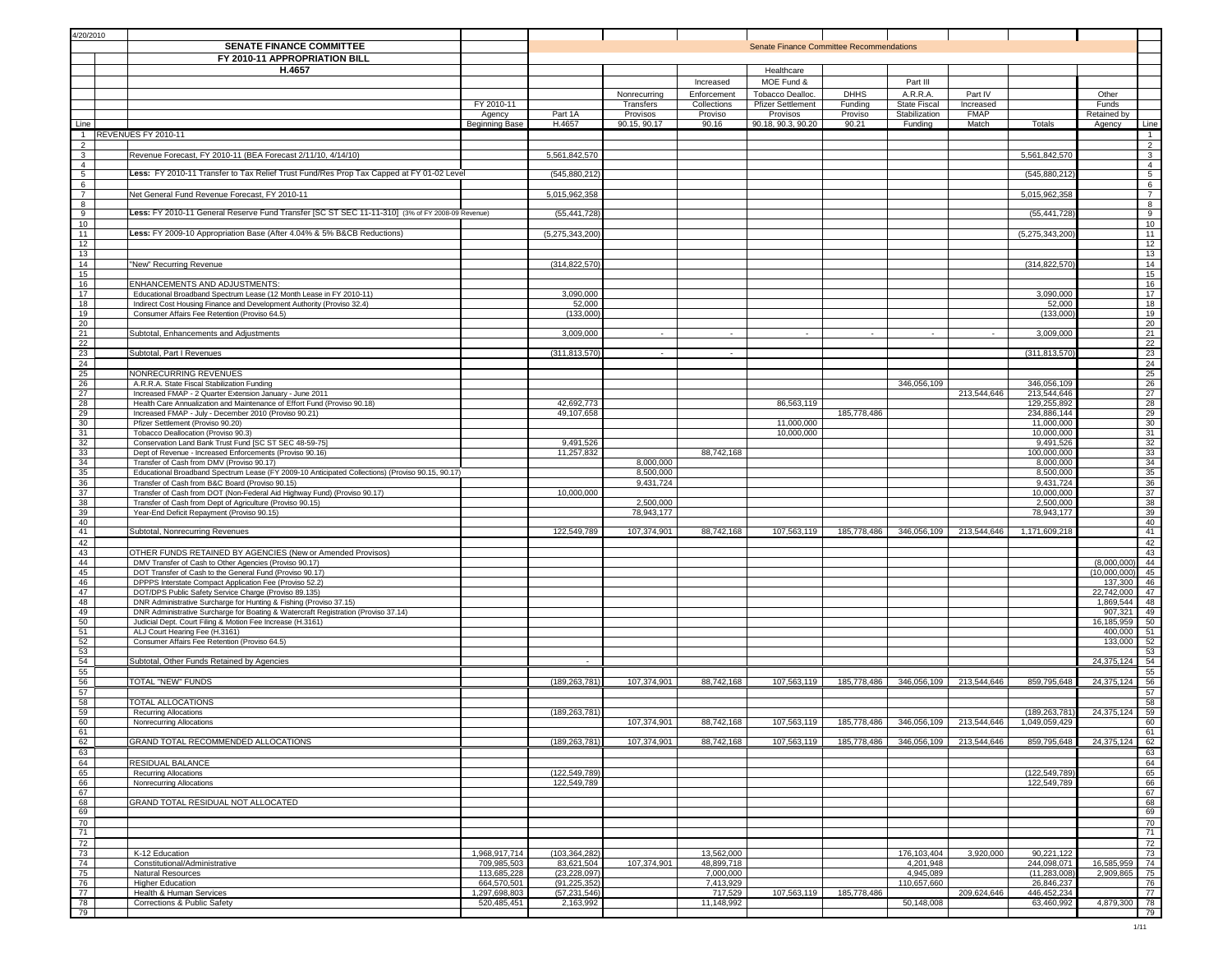4/20/2010

# SENATE FINANCE COMMITTEE

## FY 2010-11 APPROPRIATION BILL

## H.4657

Senate Finance Committee Recommendations

| Line | | FY 2010-11 Agency Beginning Base | Part 1A H.4657 | Nonrecurring Transfers 90.15, 90.17 | Increased Enforcement Collections Proviso 90.16 | Healthcare MOE Fund & Tobacco Dealloc. Pfizer Settlement Provisos 90.18, 90.3, 90.20 | DHHS Funding Proviso 90.21 | Part III A.R.R.A. State Fiscal Stabilization Funding | Part IV Increased FMAP Match | Totals | Other Funds Retained by Agency | Line |
|---|---|---|---|---|---|---|---|---|---|---|---|---|
| 1 | REVENUES FY 2010-11 | | | | | | | | | | | 1 |
| 2 | | | | | | | | | | | | 2 |
| 3 | Revenue Forecast, FY 2010-11 (BEA Forecast 2/11/10, 4/14/10) | | 5,561,842,570 | | | | | | | 5,561,842,570 | | 3 |
| 4 | | | | | | | | | | | | 4 |
| 5 | Less: FY 2010-11 Transfer to Tax Relief Trust Fund/Res Prop Tax Capped at FY 01-02 Level | | (545,880,212) | | | | | | | (545,880,212) | | 5 |
| 6 | | | | | | | | | | | | 6 |
| 7 | Net General Fund Revenue Forecast, FY 2010-11 | | 5,015,962,358 | | | | | | | 5,015,962,358 | | 7 |
| 8 | | | | | | | | | | | | 8 |
| 9 | Less: FY 2010-11 General Reserve Fund Transfer [SC ST SEC 11-11-310] (3% of FY 2008-09 Revenue) | | (55,441,728) | | | | | | | (55,441,728) | | 9 |
| 10 | | | | | | | | | | | | 10 |
| 11 | Less: FY 2009-10 Appropriation Base (After 4.04% & 5% B&CB Reductions) | | (5,275,343,200) | | | | | | | (5,275,343,200) | | 11 |
| 12 | | | | | | | | | | | | 12 |
| 13 | | | | | | | | | | | | 13 |
| 14 | "New" Recurring Revenue | | (314,822,570) | | | | | | | (314,822,570) | | 14 |
| 15 | | | | | | | | | | | | 15 |
| 16 | ENHANCEMENTS AND ADJUSTMENTS: | | | | | | | | | | | 16 |
| 17 | Educational Broadband Spectrum Lease (12 Month Lease in FY 2010-11) | | 3,090,000 | | | | | | | 3,090,000 | | 17 |
| 18 | Indirect Cost Housing Finance and Development Authority (Proviso 32.4) | | 52,000 | | | | | | | 52,000 | | 18 |
| 19 | Consumer Affairs Fee Retention (Proviso 64.5) | | (133,000) | | | | | | | (133,000) | | 19 |
| 20 | | | | | | | | | | | | 20 |
| 21 | Subtotal, Enhancements and Adjustments | | 3,009,000 | - | - | - | - | - | - | 3,009,000 | | 21 |
| 22 | | | | | | | | | | | | 22 |
| 23 | Subtotal, Part I Revenues | | (311,813,570) | - | - | | | | | (311,813,570) | | 23 |
| 24 | | | | | | | | | | | | 24 |
| 25 | NONRECURRING REVENUES | | | | | | | | | | | 25 |
| 26 | A.R.R.A. State Fiscal Stabilization Funding | | | | | | | 346,056,109 | | 346,056,109 | | 26 |
| 27 | Increased FMAP - 2 Quarter Extension January - June 2011 | | | | | | | | 213,544,646 | 213,544,646 | | 27 |
| 28 | Health Care Annualization and Maintenance of Effort Fund (Proviso 90.18) | | 42,692,773 | | | 86,563,119 | | | | 129,255,892 | | 28 |
| 29 | Increased FMAP - July - December 2010 (Proviso 90.21) | | 49,107,658 | | | | 185,778,486 | | | 234,886,144 | | 29 |
| 30 | Pfizer Settlement (Proviso 90.20) | | | | | 11,000,000 | | | | 11,000,000 | | 30 |
| 31 | Tobacco Deallocation (Proviso 90.3) | | | | | 10,000,000 | | | | 10,000,000 | | 31 |
| 32 | Conservation Land Bank Trust Fund [SC ST SEC 48-59-75] | | 9,491,526 | | | | | | | 9,491,526 | | 32 |
| 33 | Dept of Revenue - Increased Enforcements (Proviso 90.16) | | 11,257,832 | | 88,742,168 | | | | | 100,000,000 | | 33 |
| 34 | Transfer of Cash from DMV (Proviso 90.17) | | | 8,000,000 | | | | | | 8,000,000 | | 34 |
| 35 | Educational Broadband Spectrum Lease (FY 2009-10 Anticipated Collections) (Proviso 90.15, 90.17) | | | 8,500,000 | | | | | | 8,500,000 | | 35 |
| 36 | Transfer of Cash from B&C Board (Proviso 90.15) | | | 9,431,724 | | | | | | 9,431,724 | | 36 |
| 37 | Transfer of Cash from DOT (Non-Federal Aid Highway Fund) (Proviso 90.17) | | 10,000,000 | | | | | | | 10,000,000 | | 37 |
| 38 | Transfer of Cash from Dept of Agriculture (Proviso 90.15) | | | 2,500,000 | | | | | | 2,500,000 | | 38 |
| 39 | Year-End Deficit Repayment (Proviso 90.15) | | | 78,943,177 | | | | | | 78,943,177 | | 39 |
| 40 | | | | | | | | | | | | 40 |
| 41 | Subtotal, Nonrecurring Revenues | | 122,549,789 | 107,374,901 | 88,742,168 | 107,563,119 | 185,778,486 | 346,056,109 | 213,544,646 | 1,171,609,218 | | 41 |
| 42 | | | | | | | | | | | | 42 |
| 43 | OTHER FUNDS RETAINED BY AGENCIES (New or Amended Provisos) | | | | | | | | | | | 43 |
| 44 | DMV Transfer of Cash to Other Agencies (Proviso 90.17) | | | | | | | | | | (8,000,000) | 44 |
| 45 | DOT Transfer of Cash to the General Fund (Proviso 90.17) | | | | | | | | | | (10,000,000) | 45 |
| 46 | DPPPS Interstate Compact Application Fee (Proviso 52.2) | | | | | | | | | | 137,300 | 46 |
| 47 | DOT/DPS Public Safety Service Charge (Proviso 89.135) | | | | | | | | | | 22,742,000 | 47 |
| 48 | DNR Administrative Surcharge for Hunting & Fishing (Proviso 37.15) | | | | | | | | | | 1,869,544 | 48 |
| 49 | DNR Administrative Surcharge for Boating & Watercraft Registration (Proviso 37.14) | | | | | | | | | | 907,321 | 49 |
| 50 | Judicial Dept. Court Filing & Motion Fee Increase (H.3161) | | | | | | | | | | 16,185,959 | 50 |
| 51 | ALJ Court Hearing Fee (H.3161) | | | | | | | | | | 400,000 | 51 |
| 52 | Consumer Affairs Fee Retention (Proviso 64.5) | | | | | | | | | | 133,000 | 52 |
| 53 | | | | | | | | | | | | 53 |
| 54 | Subtotal, Other Funds Retained by Agencies | | - | | | | | | | | 24,375,124 | 54 |
| 55 | | | | | | | | | | | | 55 |
| 56 | TOTAL "NEW" FUNDS | | (189,263,781) | 107,374,901 | 88,742,168 | 107,563,119 | 185,778,486 | 346,056,109 | 213,544,646 | 859,795,648 | 24,375,124 | 56 |
| 57 | | | | | | | | | | | | 57 |
| 58 | TOTAL ALLOCATIONS | | | | | | | | | | | 58 |
| 59 | Recurring Allocations | | (189,263,781) | | | | | | | (189,263,781) | 24,375,124 | 59 |
| 60 | Nonrecurring Allocations | | | 107,374,901 | 88,742,168 | 107,563,119 | 185,778,486 | 346,056,109 | 213,544,646 | 1,049,059,429 | | 60 |
| 61 | | | | | | | | | | | | 61 |
| 62 | GRAND TOTAL RECOMMENDED ALLOCATIONS | | (189,263,781) | 107,374,901 | 88,742,168 | 107,563,119 | 185,778,486 | 346,056,109 | 213,544,646 | 859,795,648 | 24,375,124 | 62 |
| 63 | | | | | | | | | | | | 63 |
| 64 | RESIDUAL BALANCE | | | | | | | | | | | 64 |
| 65 | Recurring Allocations | | (122,549,789) | | | | | | | (122,549,789) | | 65 |
| 66 | Nonrecurring Allocations | | 122,549,789 | | | | | | | 122,549,789 | | 66 |
| 67 | | | | | | | | | | | | 67 |
| 68 | GRAND TOTAL RESIDUAL NOT ALLOCATED | | | | | | | | | | | 68 |
| 69 | | | | | | | | | | | | 69 |
| 70 | | | | | | | | | | | | 70 |
| 71 | | | | | | | | | | | | 71 |
| 72 | | | | | | | | | | | | 72 |
| 73 | K-12 Education | 1,968,917,714 | (103,364,282) | | 13,562,000 | | | 176,103,404 | 3,920,000 | 90,221,122 | | 73 |
| 74 | Constitutional/Administrative | 709,985,503 | 83,621,504 | 107,374,901 | 48,899,718 | | | 4,201,948 | | 244,098,071 | 16,585,959 | 74 |
| 75 | Natural Resources | 113,685,228 | (23,228,097) | | 7,000,000 | | | 4,945,089 | | (11,283,008) | 2,909,865 | 75 |
| 76 | Higher Education | 664,570,501 | (91,225,352) | | 7,413,929 | | | 110,657,660 | | 26,846,237 | | 76 |
| 77 | Health & Human Services | 1,297,698,803 | (57,231,546) | | 717,529 | 107,563,119 | 185,778,486 | | 209,624,646 | 446,452,234 | | 77 |
| 78 | Corrections & Public Safety | 520,485,451 | 2,163,992 | | 11,148,992 | | | 50,148,008 | | 63,460,992 | 4,879,300 | 78 |
| 79 | | | | | | | | | | | | 79 |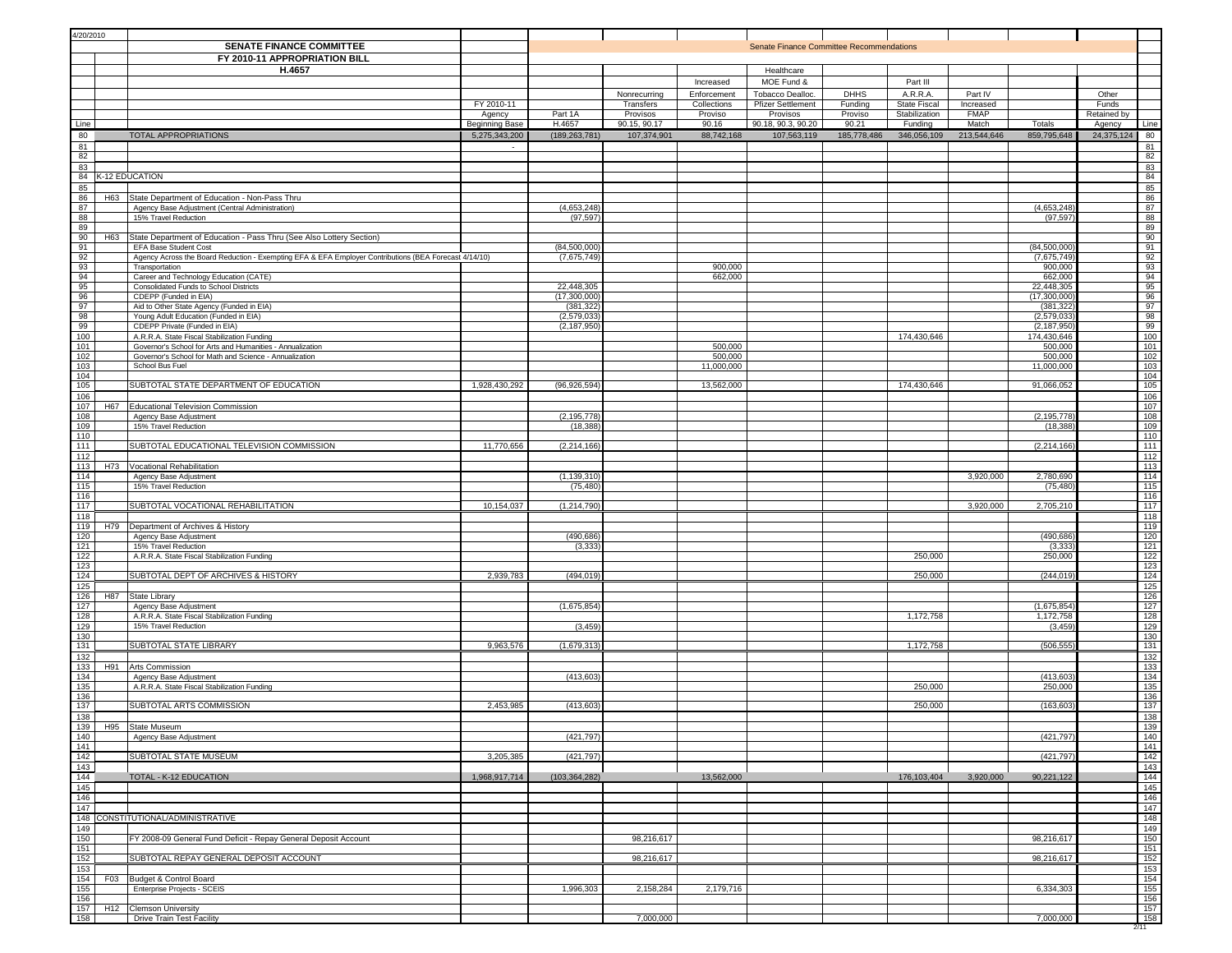4/20/2010

| Line | | SENATE FINANCE COMMITTEE FY 2010-11 APPROPRIATION BILL H.4657 | FY 2010-11 Agency Beginning Base | Part 1A H.4657 | Nonrecurring Transfers Provisos 90.15, 90.17 | Increased Enforcement Collections Proviso 90.16 | Healthcare MOE Fund & Tobacco Dealloc. Pfizer Settlement Provisos 90.18, 90.3, 90.20 | DHHS Funding Proviso 90.21 | Part III A.R.R.A. State Fiscal Stabilization Funding | Part IV Increased FMAP Match | Totals | Other Funds Retained by Agency | Line |
|---|---|---|---|---|---|---|---|---|---|---|---|---|---|
| | | | | Senate Finance Committee Recommendations | | | | | | | | | |
| 80 | | TOTAL APPROPRIATIONS | 5,275,343,200 | (189,263,781) | 107,374,901 | 88,742,168 | 107,563,119 | 185,778,486 | 346,056,109 | 213,544,646 | 859,795,648 | 24,375,124 | 80 |
| 81 | | | - | | | | | | | | | | 81 |
| 82 | | | | | | | | | | | | | 82 |
| 83 | | | | | | | | | | | | | 83 |
| 84 | K-12 EDUCATION | | | | | | | | | | | | 84 |
| 85 | | | | | | | | | | | | | 85 |
| 86 | H63 | State Department of Education - Non-Pass Thru | | | | | | | | | | | 86 |
| 87 | | Agency Base Adjustment (Central Administration) | | (4,653,248) | | | | | | | (4,653,248) | | 87 |
| 88 | | 15% Travel Reduction | | (97,597) | | | | | | | (97,597) | | 88 |
| 89 | | | | | | | | | | | | | 89 |
| 90 | H63 | State Department of Education - Pass Thru (See Also Lottery Section) | | | | | | | | | | | 90 |
| 91 | | EFA Base Student Cost | | (84,500,000) | | | | | | | (84,500,000) | | 91 |
| 92 | | Agency Across the Board Reduction - Exempting EFA & EFA Employer Contributions (BEA Forecast 4/14/10) | | (7,675,749) | | | | | | | (7,675,749) | | 92 |
| 93 | | Transportation | | | | 900,000 | | | | | 900,000 | | 93 |
| 94 | | Career and Technology Education (CATE) | | | | 662,000 | | | | | 662,000 | | 94 |
| 95 | | Consolidated Funds to School Districts | | 22,448,305 | | | | | | | 22,448,305 | | 95 |
| 96 | | CDEPP (Funded in EIA) | | (17,300,000) | | | | | | | (17,300,000) | | 96 |
| 97 | | Aid to Other State Agency (Funded in EIA) | | (381,322) | | | | | | | (381,322) | | 97 |
| 98 | | Young Adult Education (Funded in EIA) | | (2,579,033) | | | | | | | (2,579,033) | | 98 |
| 99 | | CDEPP Private (Funded in EIA) | | (2,187,950) | | | | | | | (2,187,950) | | 99 |
| 100 | | A.R.R.A. State Fiscal Stabilization Funding | | | | | | | 174,430,646 | | 174,430,646 | | 100 |
| 101 | | Governor's School for Arts and Humanities - Annualization | | | | 500,000 | | | | | 500,000 | | 101 |
| 102 | | Governor's School for Math and Science - Annualization | | | | 500,000 | | | | | 500,000 | | 102 |
| 103 | | School Bus Fuel | | | | 11,000,000 | | | | | 11,000,000 | | 103 |
| 104 | | | | | | | | | | | | | 104 |
| 105 | | SUBTOTAL STATE DEPARTMENT OF EDUCATION | 1,928,430,292 | (96,926,594) | | 13,562,000 | | | 174,430,646 | | 91,066,052 | | 105 |
| 106 | | | | | | | | | | | | | 106 |
| 107 | H67 | Educational Television Commission | | | | | | | | | | | 107 |
| 108 | | Agency Base Adjustment | | (2,195,778) | | | | | | | (2,195,778) | | 108 |
| 109 | | 15% Travel Reduction | | (18,388) | | | | | | | (18,388) | | 109 |
| 110 | | | | | | | | | | | | | 110 |
| 111 | | SUBTOTAL EDUCATIONAL TELEVISION COMMISSION | 11,770,656 | (2,214,166) | | | | | | | (2,214,166) | | 111 |
| 112 | | | | | | | | | | | | | 112 |
| 113 | H73 | Vocational Rehabilitation | | | | | | | | | | | 113 |
| 114 | | Agency Base Adjustment | | (1,139,310) | | | | | | 3,920,000 | 2,780,690 | | 114 |
| 115 | | 15% Travel Reduction | | (75,480) | | | | | | | (75,480) | | 115 |
| 116 | | | | | | | | | | | | | 116 |
| 117 | | SUBTOTAL VOCATIONAL REHABILITATION | 10,154,037 | (1,214,790) | | | | | | 3,920,000 | 2,705,210 | | 117 |
| 118 | | | | | | | | | | | | | 118 |
| 119 | H79 | Department of Archives & History | | | | | | | | | | | 119 |
| 120 | | Agency Base Adjustment | | (490,686) | | | | | | | (490,686) | | 120 |
| 121 | | 15% Travel Reduction | | (3,333) | | | | | | | (3,333) | | 121 |
| 122 | | A.R.R.A. State Fiscal Stabilization Funding | | | | | | | 250,000 | | 250,000 | | 122 |
| 123 | | | | | | | | | | | | | 123 |
| 124 | | SUBTOTAL DEPT OF ARCHIVES & HISTORY | 2,939,783 | (494,019) | | | | | 250,000 | | (244,019) | | 124 |
| 125 | | | | | | | | | | | | | 125 |
| 126 | H87 | State Library | | | | | | | | | | | 126 |
| 127 | | Agency Base Adjustment | | (1,675,854) | | | | | | | (1,675,854) | | 127 |
| 128 | | A.R.R.A. State Fiscal Stabilization Funding | | | | | | | 1,172,758 | | 1,172,758 | | 128 |
| 129 | | 15% Travel Reduction | | (3,459) | | | | | | | (3,459) | | 129 |
| 130 | | | | | | | | | | | | | 130 |
| 131 | | SUBTOTAL STATE LIBRARY | 9,963,576 | (1,679,313) | | | | | 1,172,758 | | (506,555) | | 131 |
| 132 | | | | | | | | | | | | | 132 |
| 133 | H91 | Arts Commission | | | | | | | | | | | 133 |
| 134 | | Agency Base Adjustment | | (413,603) | | | | | | | (413,603) | | 134 |
| 135 | | A.R.R.A. State Fiscal Stabilization Funding | | | | | | | 250,000 | | 250,000 | | 135 |
| 136 | | | | | | | | | | | | | 136 |
| 137 | | SUBTOTAL ARTS COMMISSION | 2,453,985 | (413,603) | | | | | 250,000 | | (163,603) | | 137 |
| 138 | | | | | | | | | | | | | 138 |
| 139 | H95 | State Museum | | | | | | | | | | | 139 |
| 140 | | Agency Base Adjustment | | (421,797) | | | | | | | (421,797) | | 140 |
| 141 | | | | | | | | | | | | | 141 |
| 142 | | SUBTOTAL STATE MUSEUM | 3,205,385 | (421,797) | | | | | | | (421,797) | | 142 |
| 143 | | | | | | | | | | | | | 143 |
| 144 | | TOTAL - K-12 EDUCATION | 1,968,917,714 | (103,364,282) | | 13,562,000 | | | 176,103,404 | 3,920,000 | 90,221,122 | | 144 |
| 145 | | | | | | | | | | | | | 145 |
| 146 | | | | | | | | | | | | | 146 |
| 147 | | | | | | | | | | | | | 147 |
| 148 | CONSTITUTIONAL/ADMINISTRATIVE | | | | | | | | | | | | 148 |
| 149 | | | | | | | | | | | | | 149 |
| 150 | | FY 2008-09 General Fund Deficit - Repay General Deposit Account | | | 98,216,617 | | | | | | 98,216,617 | | 150 |
| 151 | | | | | | | | | | | | | 151 |
| 152 | | SUBTOTAL REPAY GENERAL DEPOSIT ACCOUNT | | | 98,216,617 | | | | | | 98,216,617 | | 152 |
| 153 | | | | | | | | | | | | | 153 |
| 154 | F03 | Budget & Control Board | | | | | | | | | | | 154 |
| 155 | | Enterprise Projects - SCEIS | | 1,996,303 | 2,158,284 | 2,179,716 | | | | | 6,334,303 | | 155 |
| 156 | | | | | | | | | | | | | 156 |
| 157 | H12 | Clemson University | | | | | | | | | | | 157 |
| 158 | | Drive Train Test Facility | | | 7,000,000 | | | | | | 7,000,000 | | 158 |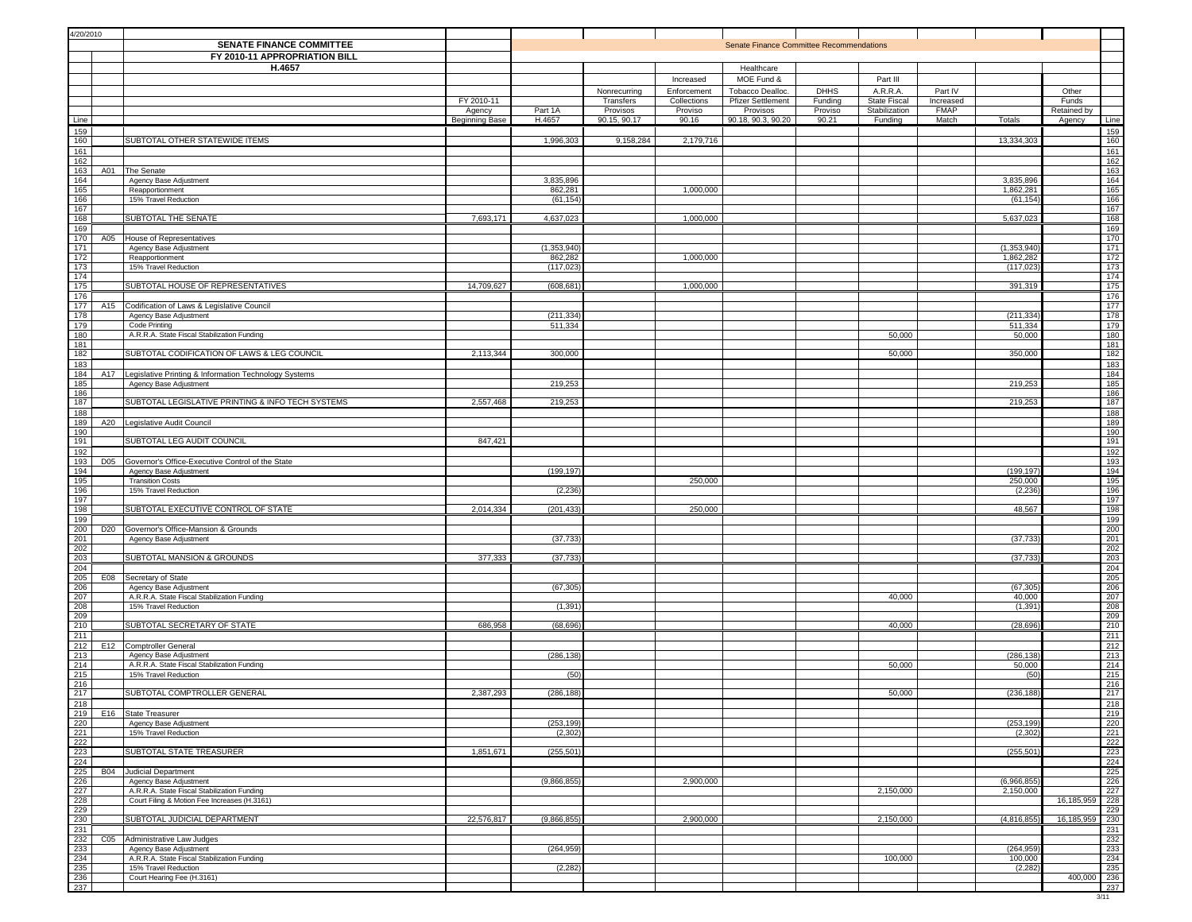4/20/2010

| Line | | SENATE FINANCE COMMITTEE FY 2010-11 APPROPRIATION BILL H.4657 | FY 2010-11 Agency Beginning Base | Part 1A H.4657 | Nonrecurring Transfers Provisos 90.15, 90.17 | Increased Enforcement Collections Proviso 90.16 | Healthcare MOE Fund & Tobacco Dealloc. Pfizer Settlement Provisos 90.18, 90.3, 90.20 | DHHS Funding Proviso 90.21 | Part III A.R.R.A. State Fiscal Stabilization Funding | Part IV Increased FMAP Match | Totals | Other Funds Retained by Agency | Line |
|---|---|---|---|---|---|---|---|---|---|---|---|---|---|
| | | | | Senate Finance Committee Recommendations | | | | | | | | | |
| 159 | | | | | | | | | | | | | 159 |
| 160 | | SUBTOTAL OTHER STATEWIDE ITEMS | | 1,996,303 | 9,158,284 | 2,179,716 | | | | | 13,334,303 | | 160 |
| 161 | | | | | | | | | | | | | 161 |
| 162 | | | | | | | | | | | | | 162 |
| 163 | A01 | The Senate | | | | | | | | | | | 163 |
| 164 | | Agency Base Adjustment | | 3,835,896 | | | | | | | 3,835,896 | | 164 |
| 165 | | Reapportionment | | 862,281 | | 1,000,000 | | | | | 1,862,281 | | 165 |
| 166 | | 15% Travel Reduction | | (61,154) | | | | | | | (61,154) | | 166 |
| 167 | | | | | | | | | | | | | 167 |
| 168 | | SUBTOTAL THE SENATE | 7,693,171 | 4,637,023 | | 1,000,000 | | | | | 5,637,023 | | 168 |
| 169 | | | | | | | | | | | | | 169 |
| 170 | A05 | House of Representatives | | | | | | | | | | | 170 |
| 171 | | Agency Base Adjustment | | (1,353,940) | | | | | | | (1,353,940) | | 171 |
| 172 | | Reapportionment | | 862,282 | | 1,000,000 | | | | | 1,862,282 | | 172 |
| 173 | | 15% Travel Reduction | | (117,023) | | | | | | | (117,023) | | 173 |
| 174 | | | | | | | | | | | | | 174 |
| 175 | | SUBTOTAL HOUSE OF REPRESENTATIVES | 14,709,627 | (608,681) | | 1,000,000 | | | | | 391,319 | | 175 |
| 176 | | | | | | | | | | | | | 176 |
| 177 | A15 | Codification of Laws & Legislative Council | | | | | | | | | | | 177 |
| 178 | | Agency Base Adjustment | | (211,334) | | | | | | | (211,334) | | 178 |
| 179 | | Code Printing | | 511,334 | | | | | | | 511,334 | | 179 |
| 180 | | A.R.R.A. State Fiscal Stabilization Funding | | | | | | | 50,000 | | 50,000 | | 180 |
| 181 | | | | | | | | | | | | | 181 |
| 182 | | SUBTOTAL CODIFICATION OF LAWS & LEG COUNCIL | 2,113,344 | 300,000 | | | | | 50,000 | | 350,000 | | 182 |
| 183 | | | | | | | | | | | | | 183 |
| 184 | A17 | Legislative Printing & Information Technology Systems | | | | | | | | | | | 184 |
| 185 | | Agency Base Adjustment | | 219,253 | | | | | | | 219,253 | | 185 |
| 186 | | | | | | | | | | | | | 186 |
| 187 | | SUBTOTAL LEGISLATIVE PRINTING & INFO TECH SYSTEMS | 2,557,468 | 219,253 | | | | | | | 219,253 | | 187 |
| 188 | | | | | | | | | | | | | 188 |
| 189 | A20 | Legislative Audit Council | | | | | | | | | | | 189 |
| 190 | | | | | | | | | | | | | 190 |
| 191 | | SUBTOTAL LEG AUDIT COUNCIL | 847,421 | | | | | | | | | | 191 |
| 192 | | | | | | | | | | | | | 192 |
| 193 | D05 | Governor's Office-Executive Control of the State | | | | | | | | | | | 193 |
| 194 | | Agency Base Adjustment | | (199,197) | | | | | | | (199,197) | | 194 |
| 195 | | Transition Costs | | | | 250,000 | | | | | 250,000 | | 195 |
| 196 | | 15% Travel Reduction | | (2,236) | | | | | | | (2,236) | | 196 |
| 197 | | | | | | | | | | | | | 197 |
| 198 | | SUBTOTAL EXECUTIVE CONTROL OF STATE | 2,014,334 | (201,433) | | 250,000 | | | | | 48,567 | | 198 |
| 199 | | | | | | | | | | | | | 199 |
| 200 | D20 | Governor's Office-Mansion & Grounds | | | | | | | | | | | 200 |
| 201 | | Agency Base Adjustment | | (37,733) | | | | | | | (37,733) | | 201 |
| 202 | | | | | | | | | | | | | 202 |
| 203 | | SUBTOTAL MANSION & GROUNDS | 377,333 | (37,733) | | | | | | | (37,733) | | 203 |
| 204 | | | | | | | | | | | | | 204 |
| 205 | E08 | Secretary of State | | | | | | | | | | | 205 |
| 206 | | Agency Base Adjustment | | (67,305) | | | | | | | (67,305) | | 206 |
| 207 | | A.R.R.A. State Fiscal Stabilization Funding | | | | | | | 40,000 | | 40,000 | | 207 |
| 208 | | 15% Travel Reduction | | (1,391) | | | | | | | (1,391) | | 208 |
| 209 | | | | | | | | | | | | | 209 |
| 210 | | SUBTOTAL SECRETARY OF STATE | 686,958 | (68,696) | | | | | 40,000 | | (28,696) | | 210 |
| 211 | | | | | | | | | | | | | 211 |
| 212 | E12 | Comptroller General | | | | | | | | | | | 212 |
| 213 | | Agency Base Adjustment | | (286,138) | | | | | | | (286,138) | | 213 |
| 214 | | A.R.R.A. State Fiscal Stabilization Funding | | | | | | | 50,000 | | 50,000 | | 214 |
| 215 | | 15% Travel Reduction | | (50) | | | | | | | (50) | | 215 |
| 216 | | | | | | | | | | | | | 216 |
| 217 | | SUBTOTAL COMPTROLLER GENERAL | 2,387,293 | (286,188) | | | | | 50,000 | | (236,188) | | 217 |
| 218 | | | | | | | | | | | | | 218 |
| 219 | E16 | State Treasurer | | | | | | | | | | | 219 |
| 220 | | Agency Base Adjustment | | (253,199) | | | | | | | (253,199) | | 220 |
| 221 | | 15% Travel Reduction | | (2,302) | | | | | | | (2,302) | | 221 |
| 222 | | | | | | | | | | | | | 222 |
| 223 | | SUBTOTAL STATE TREASURER | 1,851,671 | (255,501) | | | | | | | (255,501) | | 223 |
| 224 | | | | | | | | | | | | | 224 |
| 225 | B04 | Judicial Department | | | | | | | | | | | 225 |
| 226 | | Agency Base Adjustment | | (9,866,855) | | 2,900,000 | | | | | (6,966,855) | | 226 |
| 227 | | A.R.R.A. State Fiscal Stabilization Funding | | | | | | | 2,150,000 | | 2,150,000 | | 227 |
| 228 | | Court Filing & Motion Fee Increases (H.3161) | | | | | | | | | | 16,185,959 | 228 |
| 229 | | | | | | | | | | | | | 229 |
| 230 | | SUBTOTAL JUDICIAL DEPARTMENT | 22,576,817 | (9,866,855) | | 2,900,000 | | | 2,150,000 | | (4,816,855) | 16,185,959 | 230 |
| 231 | | | | | | | | | | | | | 231 |
| 232 | C05 | Administrative Law Judges | | | | | | | | | | | 232 |
| 233 | | Agency Base Adjustment | | (264,959) | | | | | | | (264,959) | | 233 |
| 234 | | A.R.R.A. State Fiscal Stabilization Funding | | | | | | | 100,000 | | 100,000 | | 234 |
| 235 | | 15% Travel Reduction | | (2,282) | | | | | | | (2,282) | | 235 |
| 236 | | Court Hearing Fee (H.3161) | | | | | | | | | | 400,000 | 236 |
| 237 | | | | | | | | | | | | | 237 |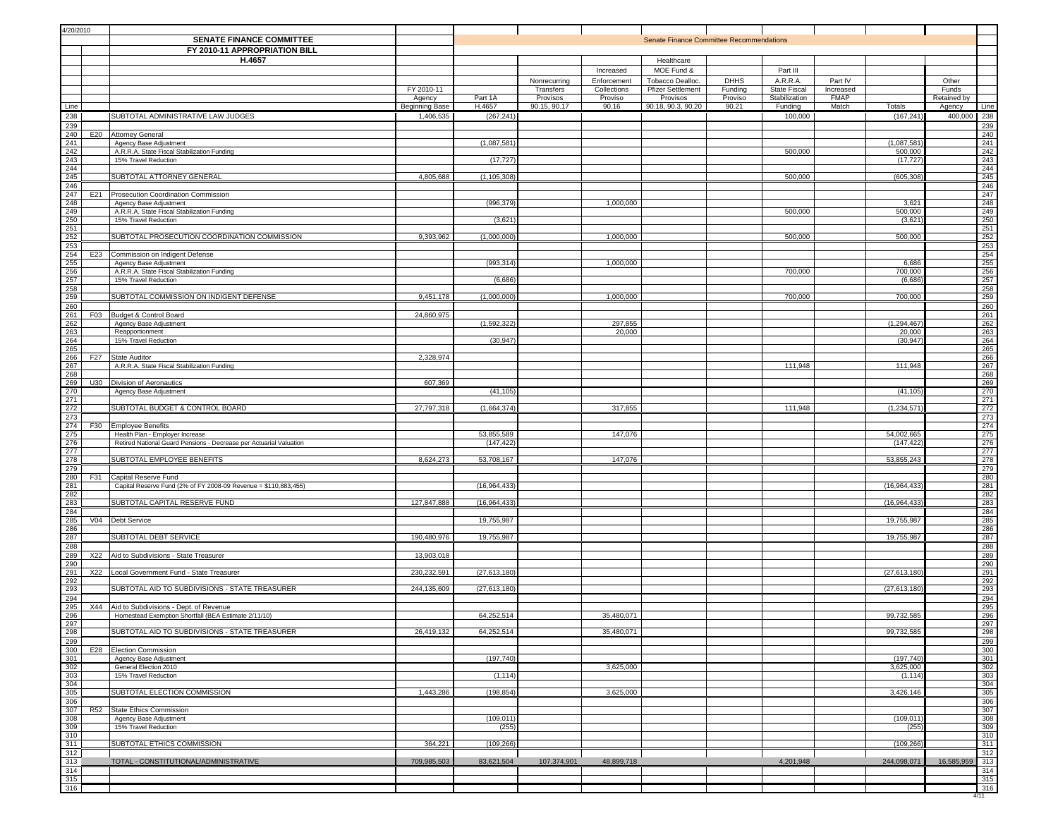4/20/2010

## SENATE FINANCE COMMITTEE
### FY 2010-11 APPROPRIATION BILL
### H.4657

| Line | | | FY 2010-11 Agency Beginning Base | Part 1A H.4657 | Nonrecurring Transfers Provisos 90.15, 90.17 | Increased Enforcement Collections Proviso 90.16 | Healthcare MOE Fund & Tobacco Dealloc. Pfizer Settlement Provisos 90.18, 90.3, 90.20 | DHHS Funding Proviso 90.21 | Part III A.R.R.A. State Fiscal Stabilization Funding | Part IV Increased FMAP Match | Totals | Other Funds Retained by Agency | Line |
|---|---|---|---|---|---|---|---|---|---|---|---|---|---|
| | | | | Senate Finance Committee Recommendations | | | | | | | | | |
| 238 | | SUBTOTAL ADMINISTRATIVE LAW JUDGES | 1,406,535 | (267,241) | | | | | 100,000 | | (167,241) | 400,000 | 238 |
| 239 | | | | | | | | | | | | | 239 |
| 240 | E20 | Attorney General | | | | | | | | | | | 240 |
| 241 | | Agency Base Adjustment | | (1,087,581) | | | | | | | (1,087,581) | | 241 |
| 242 | | A.R.R.A. State Fiscal Stabilization Funding | | | | | | | 500,000 | | 500,000 | | 242 |
| 243 | | 15% Travel Reduction | | (17,727) | | | | | | | (17,727) | | 243 |
| 244 | | | | | | | | | | | | | 244 |
| 245 | | SUBTOTAL ATTORNEY GENERAL | 4,805,688 | (1,105,308) | | | | | 500,000 | | (605,308) | | 245 |
| 246 | | | | | | | | | | | | | 246 |
| 247 | E21 | Prosecution Coordination Commission | | | | | | | | | | | 247 |
| 248 | | Agency Base Adjustment | | (996,379) | | 1,000,000 | | | | | 3,621 | | 248 |
| 249 | | A.R.R.A. State Fiscal Stabilization Funding | | | | | | | 500,000 | | 500,000 | | 249 |
| 250 | | 15% Travel Reduction | | (3,621) | | | | | | | (3,621) | | 250 |
| 251 | | | | | | | | | | | | | 251 |
| 252 | | SUBTOTAL PROSECUTION COORDINATION COMMISSION | 9,393,962 | (1,000,000) | | 1,000,000 | | | 500,000 | | 500,000 | | 252 |
| 253 | | | | | | | | | | | | | 253 |
| 254 | E23 | Commission on Indigent Defense | | | | | | | | | | | 254 |
| 255 | | Agency Base Adjustment | | (993,314) | | 1,000,000 | | | | | 6,686 | | 255 |
| 256 | | A.R.R.A. State Fiscal Stabilization Funding | | | | | | | 700,000 | | 700,000 | | 256 |
| 257 | | 15% Travel Reduction | | (6,686) | | | | | | | (6,686) | | 257 |
| 258 | | | | | | | | | | | | | 258 |
| 259 | | SUBTOTAL COMMISSION ON INDIGENT DEFENSE | 9,451,178 | (1,000,000) | | 1,000,000 | | | 700,000 | | 700,000 | | 259 |
| 260 | | | | | | | | | | | | | 260 |
| 261 | F03 | Budget & Control Board | 24,860,975 | | | | | | | | | | 261 |
| 262 | | Agency Base Adjustment | | (1,592,322) | | 297,855 | | | | | (1,294,467) | | 262 |
| 263 | | Reapportionment | | | | 20,000 | | | | | 20,000 | | 263 |
| 264 | | 15% Travel Reduction | | (30,947) | | | | | | | (30,947) | | 264 |
| 265 | | | | | | | | | | | | | 265 |
| 266 | F27 | State Auditor | 2,328,974 | | | | | | | | | | 266 |
| 267 | | A.R.R.A. State Fiscal Stabilization Funding | | | | | | | 111,948 | | 111,948 | | 267 |
| 268 | | | | | | | | | | | | | 268 |
| 269 | U30 | Division of Aeronautics | 607,369 | | | | | | | | | | 269 |
| 270 | | Agency Base Adjustment | | (41,105) | | | | | | | (41,105) | | 270 |
| 271 | | | | | | | | | | | | | 271 |
| 272 | | SUBTOTAL BUDGET & CONTROL BOARD | 27,797,318 | (1,664,374) | | 317,855 | | | 111,948 | | (1,234,571) | | 272 |
| 273 | | | | | | | | | | | | | 273 |
| 274 | F30 | Employee Benefits | | | | | | | | | | | 274 |
| 275 | | Health Plan - Employer Increase | | 53,855,589 | | 147,076 | | | | | 54,002,665 | | 275 |
| 276 | | Retired National Guard Pensions - Decrease per Actuarial Valuation | | (147,422) | | | | | | | (147,422) | | 276 |
| 277 | | | | | | | | | | | | | 277 |
| 278 | | SUBTOTAL EMPLOYEE BENEFITS | 8,624,273 | 53,708,167 | | 147,076 | | | | | 53,855,243 | | 278 |
| 279 | | | | | | | | | | | | | 279 |
| 280 | F31 | Capital Reserve Fund | | | | | | | | | | | 280 |
| 281 | | Capital Reserve Fund (2% of FY 2008-09 Revenue = $110,883,455) | | (16,964,433) | | | | | | | (16,964,433) | | 281 |
| 282 | | | | | | | | | | | | | 282 |
| 283 | | SUBTOTAL CAPITAL RESERVE FUND | 127,847,888 | (16,964,433) | | | | | | | (16,964,433) | | 283 |
| 284 | | | | | | | | | | | | | 284 |
| 285 | V04 | Debt Service | | 19,755,987 | | | | | | | 19,755,987 | | 285 |
| 286 | | | | | | | | | | | | | 286 |
| 287 | | SUBTOTAL DEBT SERVICE | 190,480,976 | 19,755,987 | | | | | | | 19,755,987 | | 287 |
| 288 | | | | | | | | | | | | | 288 |
| 289 | X22 | Aid to Subdivisions - State Treasurer | 13,903,018 | | | | | | | | | | 289 |
| 290 | | | | | | | | | | | | | 290 |
| 291 | X22 | Local Government Fund - State Treasurer | 230,232,591 | (27,613,180) | | | | | | | (27,613,180) | | 291 |
| 292 | | | | | | | | | | | | | 292 |
| 293 | | SUBTOTAL AID TO SUBDIVISIONS - STATE TREASURER | 244,135,609 | (27,613,180) | | | | | | | (27,613,180) | | 293 |
| 294 | | | | | | | | | | | | | 294 |
| 295 | X44 | Aid to Subdivisions - Dept. of Revenue | | | | | | | | | | | 295 |
| 296 | | Homestead Exemption Shortfall (BEA Estimate 2/11/10) | | 64,252,514 | | 35,480,071 | | | | | 99,732,585 | | 296 |
| 297 | | | | | | | | | | | | | 297 |
| 298 | | SUBTOTAL AID TO SUBDIVISIONS - STATE TREASURER | 26,419,132 | 64,252,514 | | 35,480,071 | | | | | 99,732,585 | | 298 |
| 299 | | | | | | | | | | | | | 299 |
| 300 | E28 | Election Commission | | | | | | | | | | | 300 |
| 301 | | Agency Base Adjustment | | (197,740) | | | | | | | (197,740) | | 301 |
| 302 | | General Election 2010 | | | | 3,625,000 | | | | | 3,625,000 | | 302 |
| 303 | | 15% Travel Reduction | | (1,114) | | | | | | | (1,114) | | 303 |
| 304 | | | | | | | | | | | | | 304 |
| 305 | | SUBTOTAL ELECTION COMMISSION | 1,443,286 | (198,854) | | 3,625,000 | | | | | 3,426,146 | | 305 |
| 306 | | | | | | | | | | | | | 306 |
| 307 | R52 | State Ethics Commission | | | | | | | | | | | 307 |
| 308 | | Agency Base Adjustment | | (109,011) | | | | | | | (109,011) | | 308 |
| 309 | | 15% Travel Reduction | | (255) | | | | | | | (255) | | 309 |
| 310 | | | | | | | | | | | | | 310 |
| 311 | | SUBTOTAL ETHICS COMMISSION | 364,221 | (109,266) | | | | | | | (109,266) | | 311 |
| 312 | | | | | | | | | | | | | 312 |
| 313 | | TOTAL - CONSTITUTIONAL/ADMINISTRATIVE | 709,985,503 | 83,621,504 | 107,374,901 | 48,899,718 | | | 4,201,948 | | 244,098,071 | 16,585,959 | 313 |
| 314 | | | | | | | | | | | | | 314 |
| 315 | | | | | | | | | | | | | 315 |
| 316 | | | | | | | | | | | | | 316 |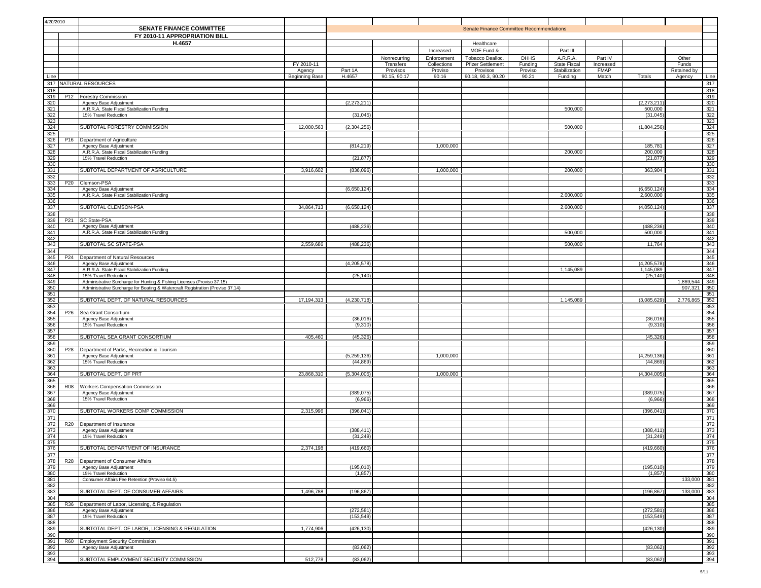4/20/2010

| Line | | SENATE FINANCE COMMITTEE FY 2010-11 APPROPRIATION BILL H.4657 | FY 2010-11 Agency Beginning Base | Part 1A H.4657 | Nonrecurring Transfers Provisos 90.15, 90.17 | Increased Enforcement Collections Proviso 90.16 | Healthcare MOE Fund & Tobacco Dealloc. Pfizer Settlement Provisos 90.18, 90.3, 90.20 | DHHS Funding Proviso 90.21 | Part III A.R.R.A. State Fiscal Stabilization Funding | Part IV Increased FMAP Match | Totals | Other Funds Retained by Agency | Line |
|---|---|---|---|---|---|---|---|---|---|---|---|---|---|
| | | | | Senate Finance Committee Recommendations | | | | | | | | | |
| 317 | | NATURAL RESOURCES | | | | | | | | | | | 317 |
| 318 | | | | | | | | | | | | | 318 |
| 319 | P12 | Forestry Commission | | | | | | | | | | | 319 |
| 320 | | Agency Base Adjustment | | (2,273,211) | | | | | | | (2,273,211) | | 320 |
| 321 | | A.R.R.A. State Fiscal Stabilization Funding | | | | | | | 500,000 | | 500,000 | | 321 |
| 322 | | 15% Travel Reduction | | (31,045) | | | | | | | (31,045) | | 322 |
| 323 | | | | | | | | | | | | | 323 |
| 324 | | SUBTOTAL FORESTRY COMMISSION | 12,080,563 | (2,304,256) | | | | | 500,000 | | (1,804,256) | | 324 |
| 325 | | | | | | | | | | | | | 325 |
| 326 | P16 | Department of Agriculture | | | | | | | | | | | 326 |
| 327 | | Agency Base Adjustment | | (814,219) | | 1,000,000 | | | | | 185,781 | | 327 |
| 328 | | A.R.R.A. State Fiscal Stabilization Funding | | | | | | | 200,000 | | 200,000 | | 328 |
| 329 | | 15% Travel Reduction | | (21,877) | | | | | | | (21,877) | | 329 |
| 330 | | | | | | | | | | | | | 330 |
| 331 | | SUBTOTAL DEPARTMENT OF AGRICULTURE | 3,916,602 | (836,096) | | 1,000,000 | | | 200,000 | | 363,904 | | 331 |
| 332 | | | | | | | | | | | | | 332 |
| 333 | P20 | Clemson-PSA | | | | | | | | | | | 333 |
| 334 | | Agency Base Adjustment | | (6,650,124) | | | | | | | (6,650,124) | | 334 |
| 335 | | A.R.R.A. State Fiscal Stabilization Funding | | | | | | | 2,600,000 | | 2,600,000 | | 335 |
| 336 | | | | | | | | | | | | | 336 |
| 337 | | SUBTOTAL CLEMSON-PSA | 34,864,713 | (6,650,124) | | | | | 2,600,000 | | (4,050,124) | | 337 |
| 338 | | | | | | | | | | | | | 338 |
| 339 | P21 | SC State-PSA | | | | | | | | | | | 339 |
| 340 | | Agency Base Adjustment | | (488,236) | | | | | | | (488,236) | | 340 |
| 341 | | A.R.R.A. State Fiscal Stabilization Funding | | | | | | | 500,000 | | 500,000 | | 341 |
| 342 | | | | | | | | | | | | | 342 |
| 343 | | SUBTOTAL SC STATE-PSA | 2,559,686 | (488,236) | | | | | 500,000 | | 11,764 | | 343 |
| 344 | | | | | | | | | | | | | 344 |
| 345 | P24 | Department of Natural Resources | | | | | | | | | | | 345 |
| 346 | | Agency Base Adjustment | | (4,205,578) | | | | | | | (4,205,578) | | 346 |
| 347 | | A.R.R.A. State Fiscal Stabilization Funding | | | | | | | 1,145,089 | | 1,145,089 | | 347 |
| 348 | | 15% Travel Reduction | | (25,140) | | | | | | | (25,140) | | 348 |
| 349 | | Administrative Surcharge for Hunting & Fishing Licenses (Proviso 37.15) | | | | | | | | | | 1,869,544 | 349 |
| 350 | | Administrative Surcharge for Boating & Watercraft Registration (Proviso 37.14) | | | | | | | | | | 907,321 | 350 |
| 351 | | | | | | | | | | | | | 351 |
| 352 | | SUBTOTAL DEPT. OF NATURAL RESOURCES | 17,194,313 | (4,230,718) | | | | | 1,145,089 | | (3,085,629) | 2,776,865 | 352 |
| 353 | | | | | | | | | | | | | 353 |
| 354 | P26 | Sea Grant Consortium | | | | | | | | | | | 354 |
| 355 | | Agency Base Adjustment | | (36,016) | | | | | | | (36,016) | | 355 |
| 356 | | 15% Travel Reduction | | (9,310) | | | | | | | (9,310) | | 356 |
| 357 | | | | | | | | | | | | | 357 |
| 358 | | SUBTOTAL SEA GRANT CONSORTIUM | 405,460 | (45,326) | | | | | | | (45,326) | | 358 |
| 359 | | | | | | | | | | | | | 359 |
| 360 | P28 | Department of Parks, Recreation & Tourism | | | | | | | | | | | 360 |
| 361 | | Agency Base Adjustment | | (5,259,136) | | 1,000,000 | | | | | (4,259,136) | | 361 |
| 362 | | 15% Travel Reduction | | (44,869) | | | | | | | (44,869) | | 362 |
| 363 | | | | | | | | | | | | | 363 |
| 364 | | SUBTOTAL DEPT. OF PRT | 23,868,310 | (5,304,005) | | 1,000,000 | | | | | (4,304,005) | | 364 |
| 365 | | | | | | | | | | | | | 365 |
| 366 | R08 | Workers Compensation Commission | | | | | | | | | | | 366 |
| 367 | | Agency Base Adjustment | | (389,075) | | | | | | | (389,075) | | 367 |
| 368 | | 15% Travel Reduction | | (6,966) | | | | | | | (6,966) | | 368 |
| 369 | | | | | | | | | | | | | 369 |
| 370 | | SUBTOTAL WORKERS COMP COMMISSION | 2,315,996 | (396,041) | | | | | | | (396,041) | | 370 |
| 371 | | | | | | | | | | | | | 371 |
| 372 | R20 | Department of Insurance | | | | | | | | | | | 372 |
| 373 | | Agency Base Adjustment | | (388,411) | | | | | | | (388,411) | | 373 |
| 374 | | 15% Travel Reduction | | (31,249) | | | | | | | (31,249) | | 374 |
| 375 | | | | | | | | | | | | | 375 |
| 376 | | SUBTOTAL DEPARTMENT OF INSURANCE | 2,374,198 | (419,660) | | | | | | | (419,660) | | 376 |
| 377 | | | | | | | | | | | | | 377 |
| 378 | R28 | Department of Consumer Affairs | | | | | | | | | | | 378 |
| 379 | | Agency Base Adjustment | | (195,010) | | | | | | | (195,010) | | 379 |
| 380 | | 15% Travel Reduction | | (1,857) | | | | | | | (1,857) | | 380 |
| 381 | | Consumer Affairs Fee Retention (Proviso 64.5) | | | | | | | | | | 133,000 | 381 |
| 382 | | | | | | | | | | | | | 382 |
| 383 | | SUBTOTAL DEPT. OF CONSUMER AFFAIRS | 1,496,788 | (196,867) | | | | | | | (196,867) | 133,000 | 383 |
| 384 | | | | | | | | | | | | | 384 |
| 385 | R36 | Department of Labor, Licensing, & Regulation | | | | | | | | | | | 385 |
| 386 | | Agency Base Adjustment | | (272,581) | | | | | | | (272,581) | | 386 |
| 387 | | 15% Travel Reduction | | (153,549) | | | | | | | (153,549) | | 387 |
| 388 | | | | | | | | | | | | | 388 |
| 389 | | SUBTOTAL DEPT. OF LABOR, LICENSING & REGULATION | 1,774,906 | (426,130) | | | | | | | (426,130) | | 389 |
| 390 | | | | | | | | | | | | | 390 |
| 391 | R60 | Employment Security Commission | | | | | | | | | | | 391 |
| 392 | | Agency Base Adjustment | | (83,062) | | | | | | | (83,062) | | 392 |
| 393 | | | | | | | | | | | | | 393 |
| 394 | | SUBTOTAL EMPLOYMENT SECURITY COMMISSION | 512,778 | (83,062) | | | | | | | (83,062) | | 394 |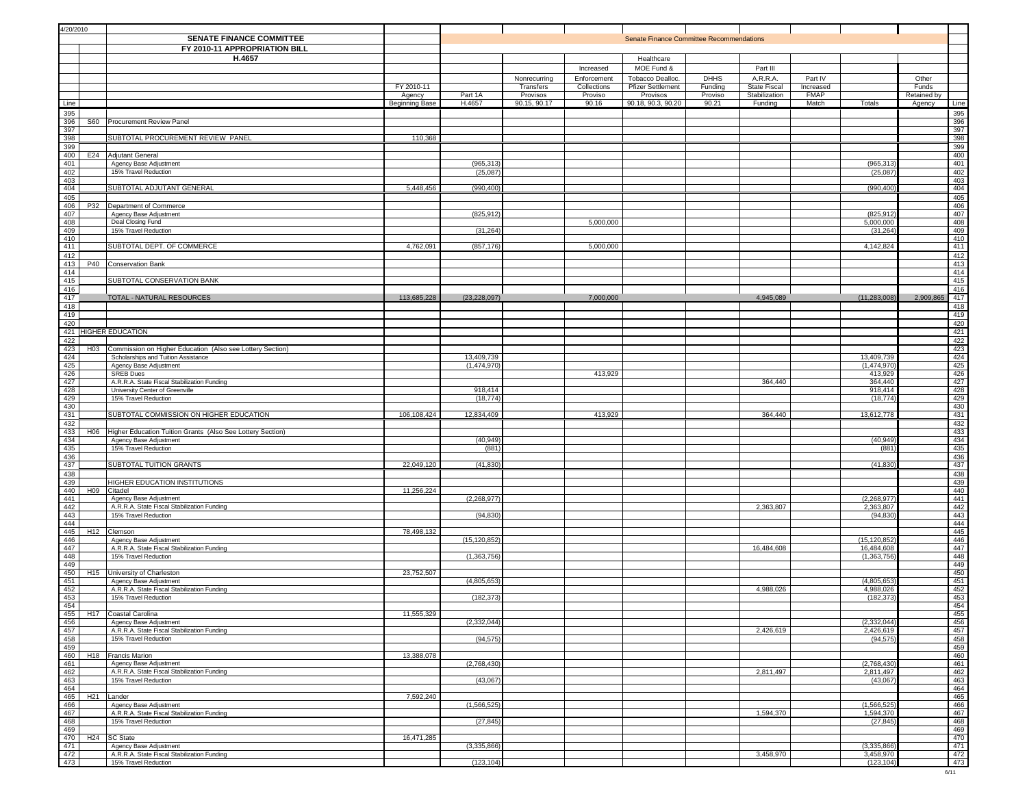4/20/2010

| Line | | **SENATE FINANCE COMMITTEE** / **FY 2010-11 APPROPRIATION BILL** / **H.4657** | FY 2010-11 Agency Beginning Base | Part 1A H.4657 | Nonrecurring Transfers Provisos 90.15, 90.17 | Increased Enforcement Collections Proviso 90.16 | Healthcare MOE Fund & Tobacco Dealloc. Pfizer Settlement Provisos 90.18, 90.3, 90.20 | DHHS Funding Proviso 90.21 | Part III A.R.R.A. State Fiscal Stabilization Funding | Part IV Increased FMAP Match | Totals | Other Funds Retained by Agency | Line |
|---|---|---|---|---|---|---|---|---|---|---|---|---|---|
| | | | | Senate Finance Committee Recommendations | | | | | | | | | |
| 395 | | | | | | | | | | | | | 395 |
| 396 | S60 | Procurement Review Panel | | | | | | | | | | | 396 |
| 397 | | | | | | | | | | | | | 397 |
| 398 | | SUBTOTAL PROCUREMENT REVIEW PANEL | 110,368 | | | | | | | | | | 398 |
| 399 | | | | | | | | | | | | | 399 |
| 400 | E24 | Adjutant General | | | | | | | | | | | 400 |
| 401 | | Agency Base Adjustment | | (965,313) | | | | | | | (965,313) | | 401 |
| 402 | | 15% Travel Reduction | | (25,087) | | | | | | | (25,087) | | 402 |
| 403 | | | | | | | | | | | | | 403 |
| 404 | | SUBTOTAL ADJUTANT GENERAL | 5,448,456 | (990,400) | | | | | | | (990,400) | | 404 |
| 405 | | | | | | | | | | | | | 405 |
| 406 | P32 | Department of Commerce | | | | | | | | | | | 406 |
| 407 | | Agency Base Adjustment | | (825,912) | | | | | | | (825,912) | | 407 |
| 408 | | Deal Closing Fund | | | | 5,000,000 | | | | | 5,000,000 | | 408 |
| 409 | | 15% Travel Reduction | | (31,264) | | | | | | | (31,264) | | 409 |
| 410 | | | | | | | | | | | | | 410 |
| 411 | | SUBTOTAL DEPT. OF COMMERCE | 4,762,091 | (857,176) | | 5,000,000 | | | | | 4,142,824 | | 411 |
| 412 | | | | | | | | | | | | | 412 |
| 413 | P40 | Conservation Bank | | | | | | | | | | | 413 |
| 414 | | | | | | | | | | | | | 414 |
| 415 | | SUBTOTAL CONSERVATION BANK | | | | | | | | | | | 415 |
| 416 | | | | | | | | | | | | | 416 |
| 417 | | TOTAL - NATURAL RESOURCES | 113,685,228 | (23,228,097) | | 7,000,000 | | | 4,945,089 | | (11,283,008) | 2,909,865 | 417 |
| 418 | | | | | | | | | | | | | 418 |
| 419 | | | | | | | | | | | | | 419 |
| 420 | | | | | | | | | | | | | 420 |
| 421 | | HIGHER EDUCATION | | | | | | | | | | | 421 |
| 422 | | | | | | | | | | | | | 422 |
| 423 | H03 | Commission on Higher Education (Also see Lottery Section) | | | | | | | | | | | 423 |
| 424 | | Scholarships and Tuition Assistance | | 13,409,739 | | | | | | | 13,409,739 | | 424 |
| 425 | | Agency Base Adjustment | | (1,474,970) | | | | | | | (1,474,970) | | 425 |
| 426 | | SREB Dues | | | | 413,929 | | | | | 413,929 | | 426 |
| 427 | | A.R.R.A. State Fiscal Stabilization Funding | | | | | | | 364,440 | | 364,440 | | 427 |
| 428 | | University Center of Greenville | | 918,414 | | | | | | | 918,414 | | 428 |
| 429 | | 15% Travel Reduction | | (18,774) | | | | | | | (18,774) | | 429 |
| 430 | | | | | | | | | | | | | 430 |
| 431 | | SUBTOTAL COMMISSION ON HIGHER EDUCATION | 106,108,424 | 12,834,409 | | 413,929 | | | 364,440 | | 13,612,778 | | 431 |
| 432 | | | | | | | | | | | | | 432 |
| 433 | H06 | Higher Education Tuition Grants (Also See Lottery Section) | | | | | | | | | | | 433 |
| 434 | | Agency Base Adjustment | | (40,949) | | | | | | | (40,949) | | 434 |
| 435 | | 15% Travel Reduction | | (881) | | | | | | | (881) | | 435 |
| 436 | | | | | | | | | | | | | 436 |
| 437 | | SUBTOTAL TUITION GRANTS | 22,049,120 | (41,830) | | | | | | | (41,830) | | 437 |
| 438 | | | | | | | | | | | | | 438 |
| 439 | | HIGHER EDUCATION INSTITUTIONS | | | | | | | | | | | 439 |
| 440 | H09 | Citadel | 11,256,224 | | | | | | | | | | 440 |
| 441 | | Agency Base Adjustment | | (2,268,977) | | | | | | | (2,268,977) | | 441 |
| 442 | | A.R.R.A. State Fiscal Stabilization Funding | | | | | | | 2,363,807 | | 2,363,807 | | 442 |
| 443 | | 15% Travel Reduction | | (94,830) | | | | | | | (94,830) | | 443 |
| 444 | | | | | | | | | | | | | 444 |
| 445 | H12 | Clemson | 78,498,132 | | | | | | | | | | 445 |
| 446 | | Agency Base Adjustment | | (15,120,852) | | | | | | | (15,120,852) | | 446 |
| 447 | | A.R.R.A. State Fiscal Stabilization Funding | | | | | | | 16,484,608 | | 16,484,608 | | 447 |
| 448 | | 15% Travel Reduction | | (1,363,756) | | | | | | | (1,363,756) | | 448 |
| 449 | | | | | | | | | | | | | 449 |
| 450 | H15 | University of Charleston | 23,752,507 | | | | | | | | | | 450 |
| 451 | | Agency Base Adjustment | | (4,805,653) | | | | | | | (4,805,653) | | 451 |
| 452 | | A.R.R.A. State Fiscal Stabilization Funding | | | | | | | 4,988,026 | | 4,988,026 | | 452 |
| 453 | | 15% Travel Reduction | | (182,373) | | | | | | | (182,373) | | 453 |
| 454 | | | | | | | | | | | | | 454 |
| 455 | H17 | Coastal Carolina | 11,555,329 | | | | | | | | | | 455 |
| 456 | | Agency Base Adjustment | | (2,332,044) | | | | | | | (2,332,044) | | 456 |
| 457 | | A.R.R.A. State Fiscal Stabilization Funding | | | | | | | 2,426,619 | | 2,426,619 | | 457 |
| 458 | | 15% Travel Reduction | | (94,575) | | | | | | | (94,575) | | 458 |
| 459 | | | | | | | | | | | | | 459 |
| 460 | H18 | Francis Marion | 13,388,078 | | | | | | | | | | 460 |
| 461 | | Agency Base Adjustment | | (2,768,430) | | | | | | | (2,768,430) | | 461 |
| 462 | | A.R.R.A. State Fiscal Stabilization Funding | | | | | | | 2,811,497 | | 2,811,497 | | 462 |
| 463 | | 15% Travel Reduction | | (43,067) | | | | | | | (43,067) | | 463 |
| 464 | | | | | | | | | | | | | 464 |
| 465 | H21 | Lander | 7,592,240 | | | | | | | | | | 465 |
| 466 | | Agency Base Adjustment | | (1,566,525) | | | | | | | (1,566,525) | | 466 |
| 467 | | A.R.R.A. State Fiscal Stabilization Funding | | | | | | | 1,594,370 | | 1,594,370 | | 467 |
| 468 | | 15% Travel Reduction | | (27,845) | | | | | | | (27,845) | | 468 |
| 469 | | | | | | | | | | | | | 469 |
| 470 | H24 | SC State | 16,471,285 | | | | | | | | | | 470 |
| 471 | | Agency Base Adjustment | | (3,335,866) | | | | | | | (3,335,866) | | 471 |
| 472 | | A.R.R.A. State Fiscal Stabilization Funding | | | | | | | 3,458,970 | | 3,458,970 | | 472 |
| 473 | | 15% Travel Reduction | | (123,104) | | | | | | | (123,104) | | 473 |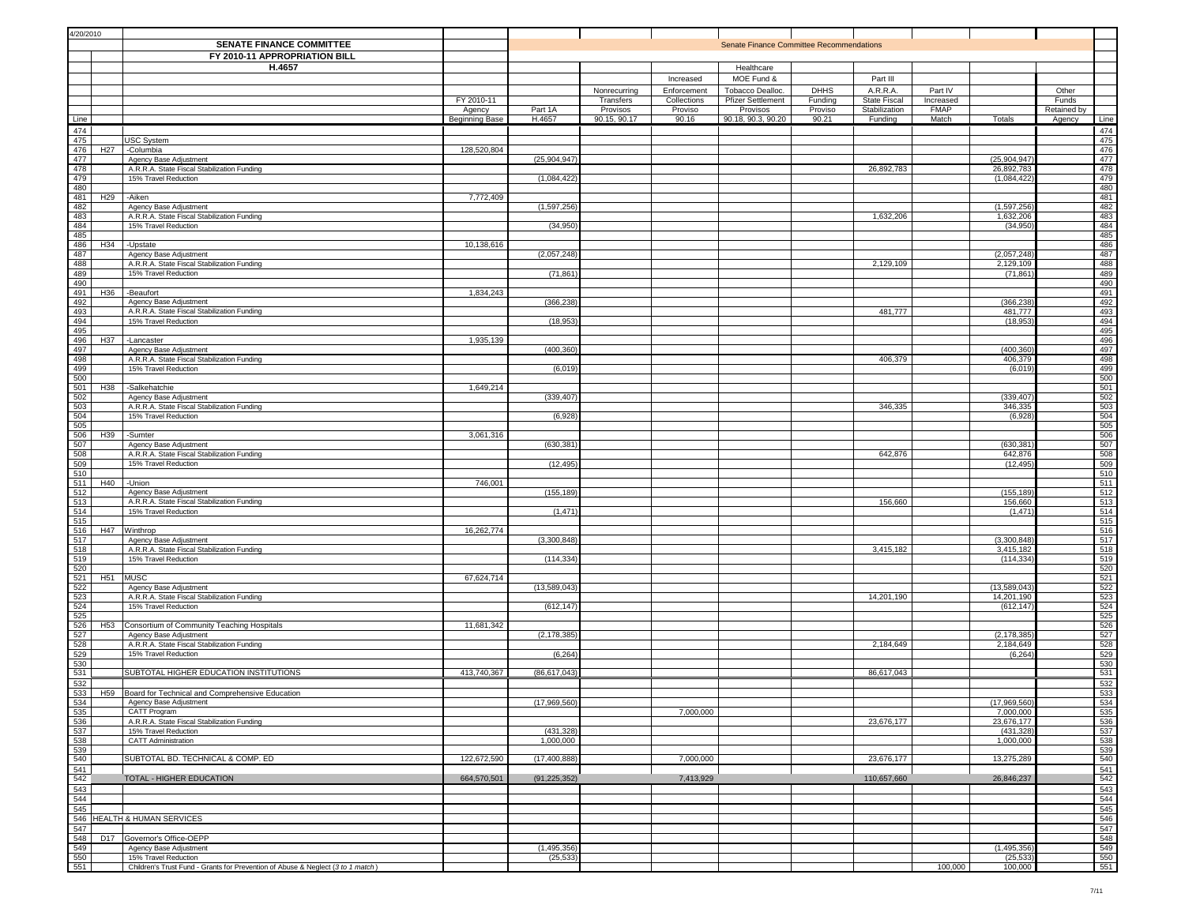4/20/2010

| Line | | SENATE FINANCE COMMITTEE FY 2010-11 APPROPRIATION BILL H.4657 | FY 2010-11 Agency Beginning Base | Part 1A H.4657 | Nonrecurring Transfers Provisos 90.15, 90.17 | Increased Enforcement Collections Proviso 90.16 | Healthcare MOE Fund & Tobacco Dealloc. Pfizer Settlement Provisos 90.18, 90.3, 90.20 | DHHS Funding Proviso 90.21 | Part III A.R.R.A. State Fiscal Stabilization Funding | Part IV Increased FMAP Match | Totals | Other Funds Retained by Agency | Line |
|---|---|---|---|---|---|---|---|---|---|---|---|---|---|
| | | | | Senate Finance Committee Recommendations | | | | | | | | | |
| 474 | | | | | | | | | | | | | 474 |
| 475 | | USC System | | | | | | | | | | | 475 |
| 476 | H27 | -Columbia | 128,520,804 | | | | | | | | | | 476 |
| 477 | | Agency Base Adjustment | | (25,904,947) | | | | | | | (25,904,947) | | 477 |
| 478 | | A.R.R.A. State Fiscal Stabilization Funding | | | | | | | 26,892,783 | | 26,892,783 | | 478 |
| 479 | | 15% Travel Reduction | | (1,084,422) | | | | | | | (1,084,422) | | 479 |
| 480 | | | | | | | | | | | | | 480 |
| 481 | H29 | -Aiken | 7,772,409 | | | | | | | | | | 481 |
| 482 | | Agency Base Adjustment | | (1,597,256) | | | | | | | (1,597,256) | | 482 |
| 483 | | A.R.R.A. State Fiscal Stabilization Funding | | | | | | | 1,632,206 | | 1,632,206 | | 483 |
| 484 | | 15% Travel Reduction | | (34,950) | | | | | | | (34,950) | | 484 |
| 485 | | | | | | | | | | | | | 485 |
| 486 | H34 | -Upstate | 10,138,616 | | | | | | | | | | 486 |
| 487 | | Agency Base Adjustment | | (2,057,248) | | | | | | | (2,057,248) | | 487 |
| 488 | | A.R.R.A. State Fiscal Stabilization Funding | | | | | | | 2,129,109 | | 2,129,109 | | 488 |
| 489 | | 15% Travel Reduction | | (71,861) | | | | | | | (71,861) | | 489 |
| 490 | | | | | | | | | | | | | 490 |
| 491 | H36 | -Beaufort | 1,834,243 | | | | | | | | | | 491 |
| 492 | | Agency Base Adjustment | | (366,238) | | | | | | | (366,238) | | 492 |
| 493 | | A.R.R.A. State Fiscal Stabilization Funding | | | | | | | 481,777 | | 481,777 | | 493 |
| 494 | | 15% Travel Reduction | | (18,953) | | | | | | | (18,953) | | 494 |
| 495 | | | | | | | | | | | | | 495 |
| 496 | H37 | -Lancaster | 1,935,139 | | | | | | | | | | 496 |
| 497 | | Agency Base Adjustment | | (400,360) | | | | | | | (400,360) | | 497 |
| 498 | | A.R.R.A. State Fiscal Stabilization Funding | | | | | | | 406,379 | | 406,379 | | 498 |
| 499 | | 15% Travel Reduction | | (6,019) | | | | | | | (6,019) | | 499 |
| 500 | | | | | | | | | | | | | 500 |
| 501 | H38 | -Salkehatchie | 1,649,214 | | | | | | | | | | 501 |
| 502 | | Agency Base Adjustment | | (339,407) | | | | | | | (339,407) | | 502 |
| 503 | | A.R.R.A. State Fiscal Stabilization Funding | | | | | | | 346,335 | | 346,335 | | 503 |
| 504 | | 15% Travel Reduction | | (6,928) | | | | | | | (6,928) | | 504 |
| 505 | | | | | | | | | | | | | 505 |
| 506 | H39 | -Sumter | 3,061,316 | | | | | | | | | | 506 |
| 507 | | Agency Base Adjustment | | (630,381) | | | | | | | (630,381) | | 507 |
| 508 | | A.R.R.A. State Fiscal Stabilization Funding | | | | | | | 642,876 | | 642,876 | | 508 |
| 509 | | 15% Travel Reduction | | (12,495) | | | | | | | (12,495) | | 509 |
| 510 | | | | | | | | | | | | | 510 |
| 511 | H40 | -Union | 746,001 | | | | | | | | | | 511 |
| 512 | | Agency Base Adjustment | | (155,189) | | | | | | | (155,189) | | 512 |
| 513 | | A.R.R.A. State Fiscal Stabilization Funding | | | | | | | 156,660 | | 156,660 | | 513 |
| 514 | | 15% Travel Reduction | | (1,471) | | | | | | | (1,471) | | 514 |
| 515 | | | | | | | | | | | | | 515 |
| 516 | H47 | Winthrop | 16,262,774 | | | | | | | | | | 516 |
| 517 | | Agency Base Adjustment | | (3,300,848) | | | | | | | (3,300,848) | | 517 |
| 518 | | A.R.R.A. State Fiscal Stabilization Funding | | | | | | | 3,415,182 | | 3,415,182 | | 518 |
| 519 | | 15% Travel Reduction | | (114,334) | | | | | | | (114,334) | | 519 |
| 520 | | | | | | | | | | | | | 520 |
| 521 | H51 | MUSC | 67,624,714 | | | | | | | | | | 521 |
| 522 | | Agency Base Adjustment | | (13,589,043) | | | | | | | (13,589,043) | | 522 |
| 523 | | A.R.R.A. State Fiscal Stabilization Funding | | | | | | | 14,201,190 | | 14,201,190 | | 523 |
| 524 | | 15% Travel Reduction | | (612,147) | | | | | | | (612,147) | | 524 |
| 525 | | | | | | | | | | | | | 525 |
| 526 | H53 | Consortium of Community Teaching Hospitals | 11,681,342 | | | | | | | | | | 526 |
| 527 | | Agency Base Adjustment | | (2,178,385) | | | | | | | (2,178,385) | | 527 |
| 528 | | A.R.R.A. State Fiscal Stabilization Funding | | | | | | | 2,184,649 | | 2,184,649 | | 528 |
| 529 | | 15% Travel Reduction | | (6,264) | | | | | | | (6,264) | | 529 |
| 530 | | | | | | | | | | | | | 530 |
| 531 | | SUBTOTAL HIGHER EDUCATION INSTITUTIONS | 413,740,367 | (86,617,043) | | | | | 86,617,043 | | | | 531 |
| 532 | | | | | | | | | | | | | 532 |
| 533 | H59 | Board for Technical and Comprehensive Education | | | | | | | | | | | 533 |
| 534 | | Agency Base Adjustment | | (17,969,560) | | | | | | | (17,969,560) | | 534 |
| 535 | | CATT Program | | | | 7,000,000 | | | | | 7,000,000 | | 535 |
| 536 | | A.R.R.A. State Fiscal Stabilization Funding | | | | | | | 23,676,177 | | 23,676,177 | | 536 |
| 537 | | 15% Travel Reduction | | (431,328) | | | | | | | (431,328) | | 537 |
| 538 | | CATT Administration | | 1,000,000 | | | | | | | 1,000,000 | | 538 |
| 539 | | | | | | | | | | | | | 539 |
| 540 | | SUBTOTAL BD. TECHNICAL & COMP. ED | 122,672,590 | (17,400,888) | | 7,000,000 | | | 23,676,177 | | 13,275,289 | | 540 |
| 541 | | | | | | | | | | | | | 541 |
| 542 | | TOTAL - HIGHER EDUCATION | 664,570,501 | (91,225,352) | | 7,413,929 | | | 110,657,660 | | 26,846,237 | | 542 |
| 543 | | | | | | | | | | | | | 543 |
| 544 | | | | | | | | | | | | | 544 |
| 545 | | | | | | | | | | | | | 545 |
| 546 | | HEALTH & HUMAN SERVICES | | | | | | | | | | | 546 |
| 547 | | | | | | | | | | | | | 547 |
| 548 | D17 | Governor's Office-OEPP | | | | | | | | | | | 548 |
| 549 | | Agency Base Adjustment | | (1,495,356) | | | | | | | (1,495,356) | | 549 |
| 550 | | 15% Travel Reduction | | (25,533) | | | | | | | (25,533) | | 550 |
| 551 | | Children's Trust Fund - Grants for Prevention of Abuse & Neglect (*3 to 1 match*) | | | | | | | | 100,000 | 100,000 | | 551 |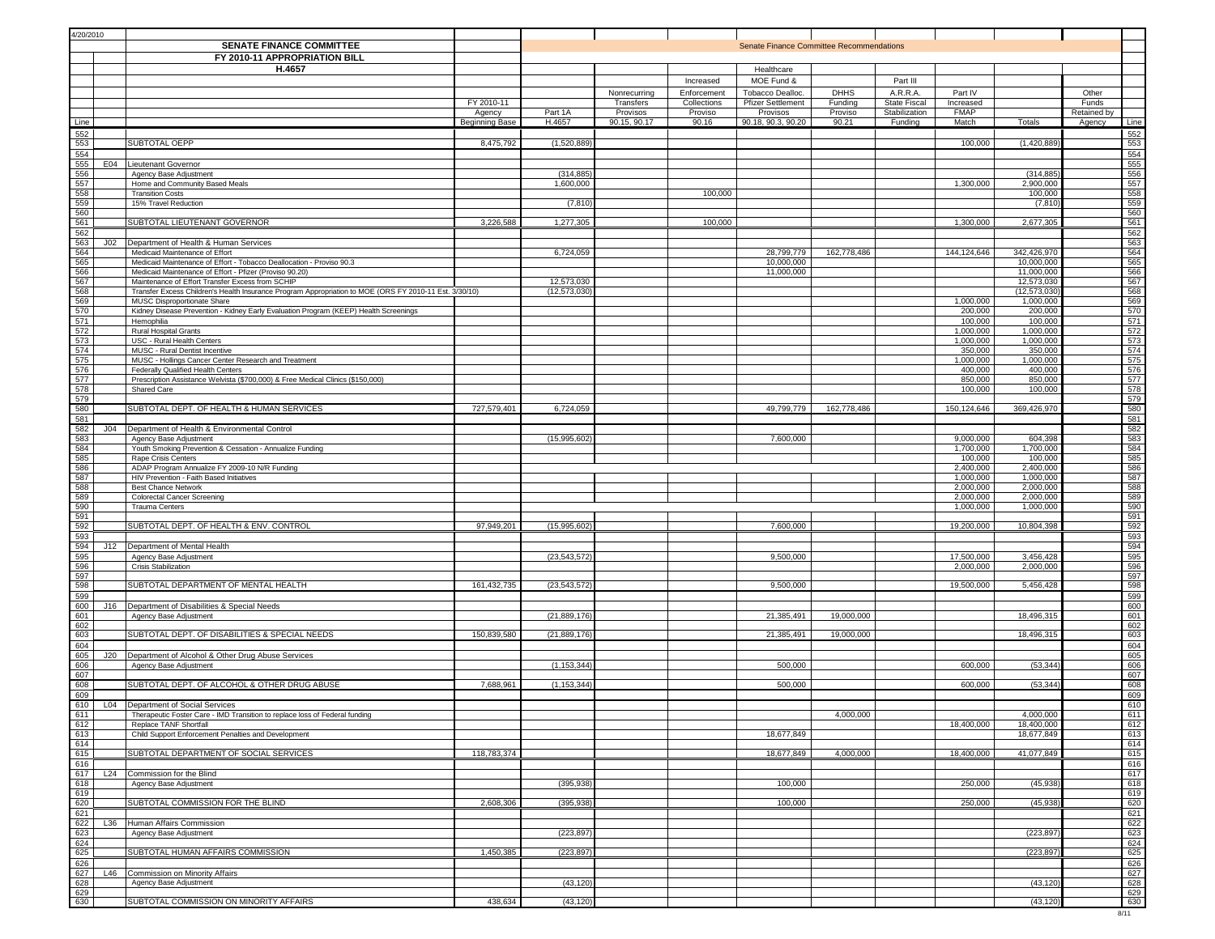4/20/2010

| | | SENATE FINANCE COMMITTEE | | Senate Finance Committee Recommendations | | | | | | | | | |
|---|---|---|---|---|---|---|---|---|---|---|---|---|---|
| | | FY 2010-11 APPROPRIATION BILL | | | | | | | | | | | |
| | | H.4657 | | | | | Healthcare | | | | | | |
| | | | | | | Increased | MOE Fund & | | Part III | | | | |
| | | | | | Nonrecurring | Enforcement | Tobacco Dealloc. | DHHS | A.R.R.A. | Part IV | | Other | |
| | | | FY 2010-11 | | Transfers | Collections | Pfizer Settlement | Funding | State Fiscal | Increased | | Funds | |
| | | | Agency | Part 1A | Provisos | Proviso | Provisos | Proviso | Stabilization | FMAP | | Retained by | |
| Line | | | Beginning Base | H.4657 | 90.15, 90.17 | 90.16 | 90.18, 90.3, 90.20 | 90.21 | Funding | Match | Totals | Agency | Line |
| 552 | | | | | | | | | | | | | 552 |
| 553 | | SUBTOTAL OEPP | 8,475,792 | (1,520,889) | | | | | | 100,000 | (1,420,889) | | 553 |
| 554 | | | | | | | | | | | | | 554 |
| 555 | E04 | Lieutenant Governor | | | | | | | | | | | 555 |
| 556 | | Agency Base Adjustment | | (314,885) | | | | | | | (314,885) | | 556 |
| 557 | | Home and Community Based Meals | | 1,600,000 | | | | | | 1,300,000 | 2,900,000 | | 557 |
| 558 | | Transition Costs | | | | 100,000 | | | | | 100,000 | | 558 |
| 559 | | 15% Travel Reduction | | (7,810) | | | | | | | (7,810) | | 559 |
| 560 | | | | | | | | | | | | | 560 |
| 561 | | SUBTOTAL LIEUTENANT GOVERNOR | 3,226,588 | 1,277,305 | | 100,000 | | | | 1,300,000 | 2,677,305 | | 561 |
| 562 | | | | | | | | | | | | | 562 |
| 563 | J02 | Department of Health & Human Services | | | | | | | | | | | 563 |
| 564 | | Medicaid Maintenance of Effort | | 6,724,059 | | | 28,799,779 | 162,778,486 | | 144,124,646 | 342,426,970 | | 564 |
| 565 | | Medicaid Maintenance of Effort - Tobacco Deallocation - Proviso 90.3 | | | | | 10,000,000 | | | | 10,000,000 | | 565 |
| 566 | | Medicaid Maintenance of Effort - Pfizer (Proviso 90.20) | | | | | 11,000,000 | | | | 11,000,000 | | 566 |
| 567 | | Maintenance of Effort Transfer Excess from SCHIP | | 12,573,030 | | | | | | | 12,573,030 | | 567 |
| 568 | | Transfer Excess Children's Health Insurance Program Appropriation to MOE (ORS FY 2010-11 Est. 3/30/10) | | (12,573,030) | | | | | | | (12,573,030) | | 568 |
| 569 | | MUSC Disproportionate Share | | | | | | | | 1,000,000 | 1,000,000 | | 569 |
| 570 | | Kidney Disease Prevention - Kidney Early Evaluation Program (KEEP) Health Screenings | | | | | | | | 200,000 | 200,000 | | 570 |
| 571 | | Hemophilia | | | | | | | | 100,000 | 100,000 | | 571 |
| 572 | | Rural Hospital Grants | | | | | | | | 1,000,000 | 1,000,000 | | 572 |
| 573 | | USC - Rural Health Centers | | | | | | | | 1,000,000 | 1,000,000 | | 573 |
| 574 | | MUSC - Rural Dentist Incentive | | | | | | | | 350,000 | 350,000 | | 574 |
| 575 | | MUSC - Hollings Cancer Center Research and Treatment | | | | | | | | 1,000,000 | 1,000,000 | | 575 |
| 576 | | Federally Qualified Health Centers | | | | | | | | 400,000 | 400,000 | | 576 |
| 577 | | Prescription Assistance Welvista ($700,000) & Free Medical Clinics ($150,000) | | | | | | | | 850,000 | 850,000 | | 577 |
| 578 | | Shared Care | | | | | | | | 100,000 | 100,000 | | 578 |
| 579 | | | | | | | | | | | | | 579 |
| 580 | | SUBTOTAL DEPT. OF HEALTH & HUMAN SERVICES | 727,579,401 | 6,724,059 | | | 49,799,779 | 162,778,486 | | 150,124,646 | 369,426,970 | | 580 |
| 581 | | | | | | | | | | | | | 581 |
| 582 | J04 | Department of Health & Environmental Control | | | | | | | | | | | 582 |
| 583 | | Agency Base Adjustment | | (15,995,602) | | | 7,600,000 | | | 9,000,000 | 604,398 | | 583 |
| 584 | | Youth Smoking Prevention & Cessation - Annualize Funding | | | | | | | | 1,700,000 | 1,700,000 | | 584 |
| 585 | | Rape Crisis Centers | | | | | | | | 100,000 | 100,000 | | 585 |
| 586 | | ADAP Program Annualize FY 2009-10 N/R Funding | | | | | | | | 2,400,000 | 2,400,000 | | 586 |
| 587 | | HIV Prevention - Faith Based Initiatives | | | | | | | | 1,000,000 | 1,000,000 | | 587 |
| 588 | | Best Chance Network | | | | | | | | 2,000,000 | 2,000,000 | | 588 |
| 589 | | Colorectal Cancer Screening | | | | | | | | 2,000,000 | 2,000,000 | | 589 |
| 590 | | Trauma Centers | | | | | | | | 1,000,000 | 1,000,000 | | 590 |
| 591 | | | | | | | | | | | | | 591 |
| 592 | | SUBTOTAL DEPT. OF HEALTH & ENV. CONTROL | 97,949,201 | (15,995,602) | | | 7,600,000 | | | 19,200,000 | 10,804,398 | | 592 |
| 593 | | | | | | | | | | | | | 593 |
| 594 | J12 | Department of Mental Health | | | | | | | | | | | 594 |
| 595 | | Agency Base Adjustment | | (23,543,572) | | | 9,500,000 | | | 17,500,000 | 3,456,428 | | 595 |
| 596 | | Crisis Stabilization | | | | | | | | 2,000,000 | 2,000,000 | | 596 |
| 597 | | | | | | | | | | | | | 597 |
| 598 | | SUBTOTAL DEPARTMENT OF MENTAL HEALTH | 161,432,735 | (23,543,572) | | | 9,500,000 | | | 19,500,000 | 5,456,428 | | 598 |
| 599 | | | | | | | | | | | | | 599 |
| 600 | J16 | Department of Disabilities & Special Needs | | | | | | | | | | | 600 |
| 601 | | Agency Base Adjustment | | (21,889,176) | | | 21,385,491 | 19,000,000 | | | 18,496,315 | | 601 |
| 602 | | | | | | | | | | | | | 602 |
| 603 | | SUBTOTAL DEPT. OF DISABILITIES & SPECIAL NEEDS | 150,839,580 | (21,889,176) | | | 21,385,491 | 19,000,000 | | | 18,496,315 | | 603 |
| 604 | | | | | | | | | | | | | 604 |
| 605 | J20 | Department of Alcohol & Other Drug Abuse Services | | | | | | | | | | | 605 |
| 606 | | Agency Base Adjustment | | (1,153,344) | | | 500,000 | | | 600,000 | (53,344) | | 606 |
| 607 | | | | | | | | | | | | | 607 |
| 608 | | SUBTOTAL DEPT. OF ALCOHOL & OTHER DRUG ABUSE | 7,688,961 | (1,153,344) | | | 500,000 | | | 600,000 | (53,344) | | 608 |
| 609 | | | | | | | | | | | | | 609 |
| 610 | L04 | Department of Social Services | | | | | | | | | | | 610 |
| 611 | | Therapeutic Foster Care - IMD Transition to replace loss of Federal funding | | | | | | 4,000,000 | | | 4,000,000 | | 611 |
| 612 | | Replace TANF Shortfall | | | | | | | | 18,400,000 | 18,400,000 | | 612 |
| 613 | | Child Support Enforcement Penalties and Development | | | | | 18,677,849 | | | | 18,677,849 | | 613 |
| 614 | | | | | | | | | | | | | 614 |
| 615 | | SUBTOTAL DEPARTMENT OF SOCIAL SERVICES | 118,783,374 | | | | 18,677,849 | 4,000,000 | | 18,400,000 | 41,077,849 | | 615 |
| 616 | | | | | | | | | | | | | 616 |
| 617 | L24 | Commission for the Blind | | | | | | | | | | | 617 |
| 618 | | Agency Base Adjustment | | (395,938) | | | 100,000 | | | 250,000 | (45,938) | | 618 |
| 619 | | | | | | | | | | | | | 619 |
| 620 | | SUBTOTAL COMMISSION FOR THE BLIND | 2,608,306 | (395,938) | | | 100,000 | | | 250,000 | (45,938) | | 620 |
| 621 | | | | | | | | | | | | | 621 |
| 622 | L36 | Human Affairs Commission | | | | | | | | | | | 622 |
| 623 | | Agency Base Adjustment | | (223,897) | | | | | | | (223,897) | | 623 |
| 624 | | | | | | | | | | | | | 624 |
| 625 | | SUBTOTAL HUMAN AFFAIRS COMMISSION | 1,450,385 | (223,897) | | | | | | | (223,897) | | 625 |
| 626 | | | | | | | | | | | | | 626 |
| 627 | L46 | Commission on Minority Affairs | | | | | | | | | | | 627 |
| 628 | | Agency Base Adjustment | | (43,120) | | | | | | | (43,120) | | 628 |
| 629 | | | | | | | | | | | | | 629 |
| 630 | | SUBTOTAL COMMISSION ON MINORITY AFFAIRS | 438,634 | (43,120) | | | | | | | (43,120) | | 630 |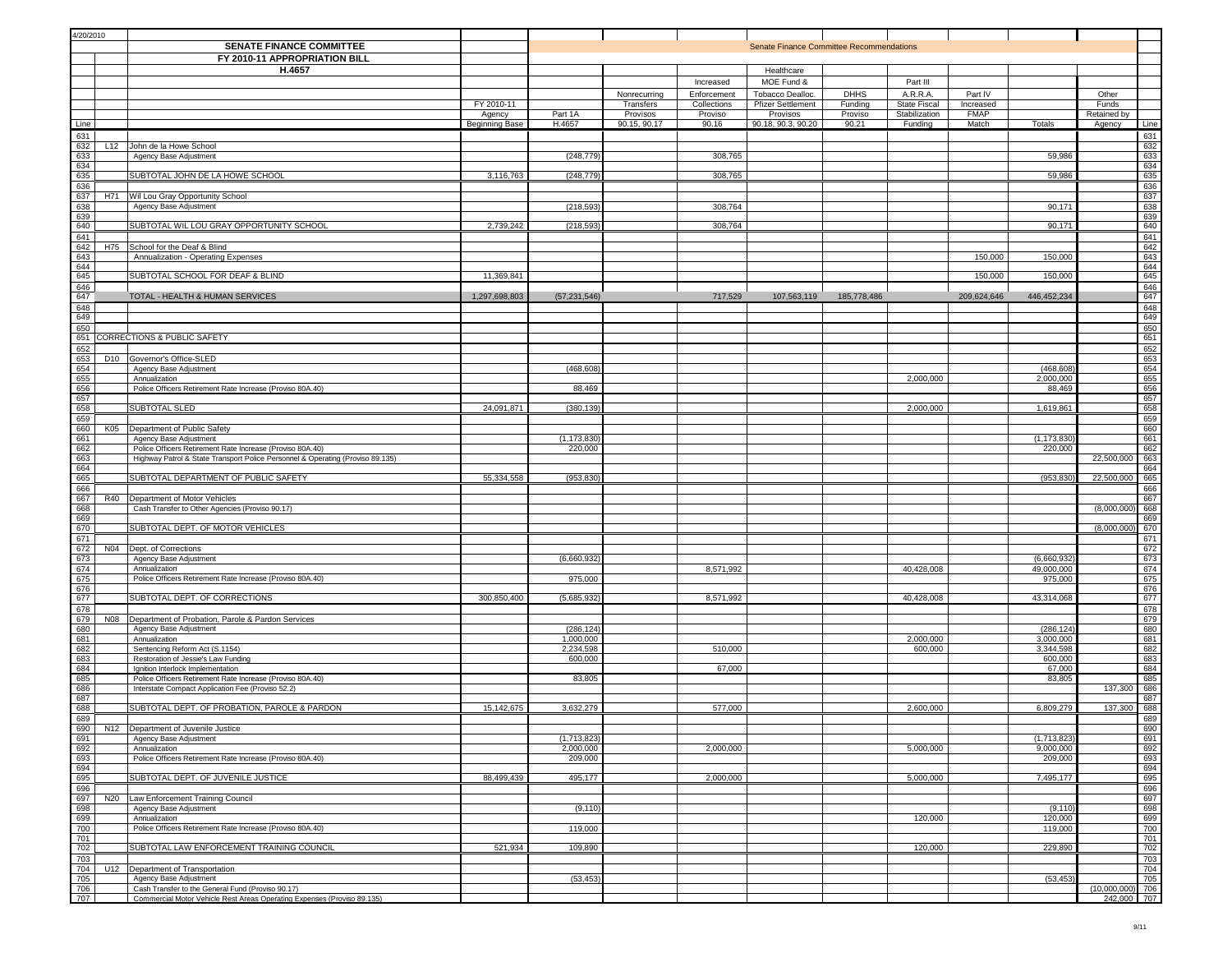4/20/2010

| Line | | SENATE FINANCE COMMITTEE FY 2010-11 APPROPRIATION BILL H.4657 | FY 2010-11 Agency Beginning Base | Part 1A H.4657 | Nonrecurring Transfers Provisos 90.15, 90.17 | Increased Enforcement Collections Proviso 90.16 | Healthcare MOE Fund & Tobacco Dealloc. Pfizer Settlement Provisos 90.18, 90.3, 90.20 | DHHS Funding Proviso 90.21 | Part III A.R.R.A. State Fiscal Stabilization Funding | Part IV Increased FMAP Match | Totals | Other Funds Retained by Agency | Line |
|---|---|---|---|---|---|---|---|---|---|---|---|---|---|
| | | | | Senate Finance Committee Recommendations | | | | | | | | | |
| 631 | | | | | | | | | | | | | 631 |
| 632 | L12 | John de la Howe School | | | | | | | | | | | 632 |
| 633 | | Agency Base Adjustment | | (248,779) | | 308,765 | | | | | 59,986 | | 633 |
| 634 | | | | | | | | | | | | | 634 |
| 635 | | SUBTOTAL JOHN DE LA HOWE SCHOOL | 3,116,763 | (248,779) | | 308,765 | | | | | 59,986 | | 635 |
| 636 | | | | | | | | | | | | | 636 |
| 637 | H71 | Wil Lou Gray Opportunity School | | | | | | | | | | | 637 |
| 638 | | Agency Base Adjustment | | (218,593) | | 308,764 | | | | | 90,171 | | 638 |
| 639 | | | | | | | | | | | | | 639 |
| 640 | | SUBTOTAL WIL LOU GRAY OPPORTUNITY SCHOOL | 2,739,242 | (218,593) | | 308,764 | | | | | 90,171 | | 640 |
| 641 | | | | | | | | | | | | | 641 |
| 642 | H75 | School for the Deaf & Blind | | | | | | | | | | | 642 |
| 643 | | Annualization - Operating Expenses | | | | | | | | 150,000 | 150,000 | | 643 |
| 644 | | | | | | | | | | | | | 644 |
| 645 | | SUBTOTAL SCHOOL FOR DEAF & BLIND | 11,369,841 | | | | | | | 150,000 | 150,000 | | 645 |
| 646 | | | | | | | | | | | | | 646 |
| 647 | | TOTAL - HEALTH & HUMAN SERVICES | 1,297,698,803 | (57,231,546) | | 717,529 | 107,563,119 | 185,778,486 | | 209,624,646 | 446,452,234 | | 647 |
| 648 | | | | | | | | | | | | | 648 |
| 649 | | | | | | | | | | | | | 649 |
| 650 | | | | | | | | | | | | | 650 |
| 651 | | CORRECTIONS & PUBLIC SAFETY | | | | | | | | | | | 651 |
| 652 | | | | | | | | | | | | | 652 |
| 653 | D10 | Governor's Office-SLED | | | | | | | | | | | 653 |
| 654 | | Agency Base Adjustment | | (468,608) | | | | | | | (468,608) | | 654 |
| 655 | | Annualization | | | | | | | 2,000,000 | | 2,000,000 | | 655 |
| 656 | | Police Officers Retirement Rate Increase (Proviso 80A.40) | | 88,469 | | | | | | | 88,469 | | 656 |
| 657 | | | | | | | | | | | | | 657 |
| 658 | | SUBTOTAL SLED | 24,091,871 | (380,139) | | | | | 2,000,000 | | 1,619,861 | | 658 |
| 659 | | | | | | | | | | | | | 659 |
| 660 | K05 | Department of Public Safety | | | | | | | | | | | 660 |
| 661 | | Agency Base Adjustment | | (1,173,830) | | | | | | | (1,173,830) | | 661 |
| 662 | | Police Officers Retirement Rate Increase (Proviso 80A.40) | | 220,000 | | | | | | | 220,000 | | 662 |
| 663 | | Highway Patrol & State Transport Police Personnel & Operating (Proviso 89.135) | | | | | | | | | | 22,500,000 | 663 |
| 664 | | | | | | | | | | | | | 664 |
| 665 | | SUBTOTAL DEPARTMENT OF PUBLIC SAFETY | 55,334,558 | (953,830) | | | | | | | (953,830) | 22,500,000 | 665 |
| 666 | | | | | | | | | | | | | 666 |
| 667 | R40 | Department of Motor Vehicles | | | | | | | | | | | 667 |
| 668 | | Cash Transfer to Other Agencies (Proviso 90.17) | | | | | | | | | | (8,000,000) | 668 |
| 669 | | | | | | | | | | | | | 669 |
| 670 | | SUBTOTAL DEPT. OF MOTOR VEHICLES | | | | | | | | | | (8,000,000) | 670 |
| 671 | | | | | | | | | | | | | 671 |
| 672 | N04 | Dept. of Corrections | | | | | | | | | | | 672 |
| 673 | | Agency Base Adjustment | | (6,660,932) | | | | | | | (6,660,932) | | 673 |
| 674 | | Annualization | | | | 8,571,992 | | | 40,428,008 | | 49,000,000 | | 674 |
| 675 | | Police Officers Retirement Rate Increase (Proviso 80A.40) | | 975,000 | | | | | | | 975,000 | | 675 |
| 676 | | | | | | | | | | | | | 676 |
| 677 | | SUBTOTAL DEPT. OF CORRECTIONS | 300,850,400 | (5,685,932) | | 8,571,992 | | | 40,428,008 | | 43,314,068 | | 677 |
| 678 | | | | | | | | | | | | | 678 |
| 679 | N08 | Department of Probation, Parole & Pardon Services | | | | | | | | | | | 679 |
| 680 | | Agency Base Adjustment | | (286,124) | | | | | | | (286,124) | | 680 |
| 681 | | Annualization | | 1,000,000 | | | | | 2,000,000 | | 3,000,000 | | 681 |
| 682 | | Sentencing Reform Act (S.1154) | | 2,234,598 | | 510,000 | | | 600,000 | | 3,344,598 | | 682 |
| 683 | | Restoration of Jessie's Law Funding | | 600,000 | | | | | | | 600,000 | | 683 |
| 684 | | Ignition Interlock Implementation | | | | 67,000 | | | | | 67,000 | | 684 |
| 685 | | Police Officers Retirement Rate Increase (Proviso 80A.40) | | 83,805 | | | | | | | 83,805 | | 685 |
| 686 | | Interstate Compact Application Fee (Proviso 52.2) | | | | | | | | | | 137,300 | 686 |
| 687 | | | | | | | | | | | | | 687 |
| 688 | | SUBTOTAL DEPT. OF PROBATION, PAROLE & PARDON | 15,142,675 | 3,632,279 | | 577,000 | | | 2,600,000 | | 6,809,279 | 137,300 | 688 |
| 689 | | | | | | | | | | | | | 689 |
| 690 | N12 | Department of Juvenile Justice | | | | | | | | | | | 690 |
| 691 | | Agency Base Adjustment | | (1,713,823) | | | | | | | (1,713,823) | | 691 |
| 692 | | Annualization | | 2,000,000 | | 2,000,000 | | | 5,000,000 | | 9,000,000 | | 692 |
| 693 | | Police Officers Retirement Rate Increase (Proviso 80A.40) | | 209,000 | | | | | | | 209,000 | | 693 |
| 694 | | | | | | | | | | | | | 694 |
| 695 | | SUBTOTAL DEPT. OF JUVENILE JUSTICE | 88,499,439 | 495,177 | | 2,000,000 | | | 5,000,000 | | 7,495,177 | | 695 |
| 696 | | | | | | | | | | | | | 696 |
| 697 | N20 | Law Enforcement Training Council | | | | | | | | | | | 697 |
| 698 | | Agency Base Adjustment | | (9,110) | | | | | | | (9,110) | | 698 |
| 699 | | Annualization | | | | | | | 120,000 | | 120,000 | | 699 |
| 700 | | Police Officers Retirement Rate Increase (Proviso 80A.40) | | 119,000 | | | | | | | 119,000 | | 700 |
| 701 | | | | | | | | | | | | | 701 |
| 702 | | SUBTOTAL LAW ENFORCEMENT TRAINING COUNCIL | 521,934 | 109,890 | | | | | 120,000 | | 229,890 | | 702 |
| 703 | | | | | | | | | | | | | 703 |
| 704 | U12 | Department of Transportation | | | | | | | | | | | 704 |
| 705 | | Agency Base Adjustment | | (53,453) | | | | | | | (53,453) | | 705 |
| 706 | | Cash Transfer to the General Fund (Proviso 90.17) | | | | | | | | | | (10,000,000) | 706 |
| 707 | | Commercial Motor Vehicle Rest Areas Operating Expenses (Proviso 89.135) | | | | | | | | | | 242,000 | 707 |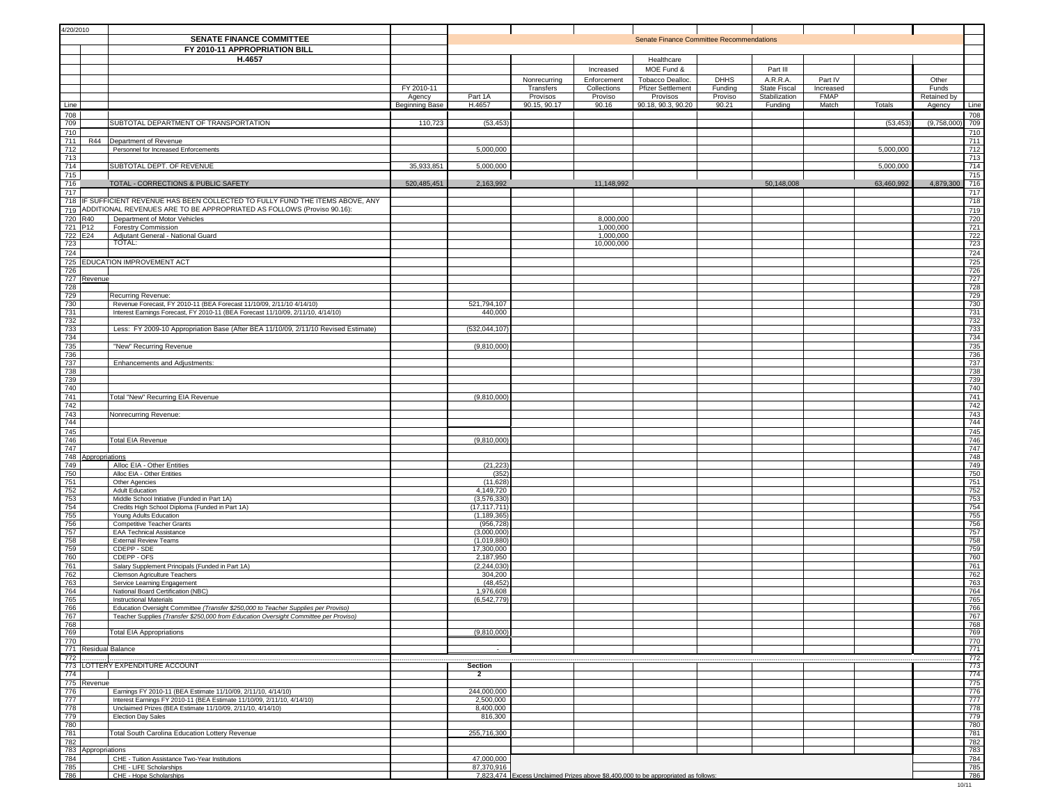4/20/2010

| Line | | | FY 2010-11 Agency Beginning Base | Part 1A H.4657 | Nonrecurring Transfers Provisos 90.15, 90.17 | Increased Enforcement Collections Proviso 90.16 | Healthcare MOE Fund & Tobacco Dealloc. Pfizer Settlement Provisos 90.18, 90.3, 90.20 | DHHS Funding Proviso 90.21 | Part III A.R.R.A. State Fiscal Stabilization Funding | Part IV Increased FMAP Match | Totals | Other Funds Retained by Agency | Line |
|---|---|---|---|---|---|---|---|---|---|---|---|---|---|
| | | **SENATE FINANCE COMMITTEE** | | Senate Finance Committee Recommendations | | | | | | | | | |
| | | **FY 2010-11 APPROPRIATION BILL** | | | | | | | | | | | |
| | | **H.4657** | | | | | | | | | | | |
| 708 | | | | | | | | | | | | | 708 |
| 709 | | SUBTOTAL DEPARTMENT OF TRANSPORTATION | 110,723 | (53,453) | | | | | | | (53,453) | (9,758,000) | 709 |
| 710 | | | | | | | | | | | | | 710 |
| 711 | R44 | Department of Revenue | | | | | | | | | | | 711 |
| 712 | | Personnel for Increased Enforcements | | 5,000,000 | | | | | | | 5,000,000 | | 712 |
| 713 | | | | | | | | | | | | | 713 |
| 714 | | SUBTOTAL DEPT. OF REVENUE | 35,933,851 | 5,000,000 | | | | | | | 5,000,000 | | 714 |
| 715 | | | | | | | | | | | | | 715 |
| 716 | | TOTAL - CORRECTIONS & PUBLIC SAFETY | 520,485,451 | 2,163,992 | | 11,148,992 | | | 50,148,008 | | 63,460,992 | 4,879,300 | 716 |
| 717 | | | | | | | | | | | | | 717 |
| 718 | IF SUFFICIENT REVENUE HAS BEEN COLLECTED TO FULLY FUND THE ITEMS ABOVE, ANY | | | | | | | | | | | | 718 |
| 719 | ADDITIONAL REVENUES ARE TO BE APPROPRIATED AS FOLLOWS (Proviso 90.16): | | | | | | | | | | | | 719 |
| 720 | R40 | Department of Motor Vehicles | | | | 8,000,000 | | | | | | | 720 |
| 721 | P12 | Forestry Commission | | | | 1,000,000 | | | | | | | 721 |
| 722 | E24 | Adjutant General - National Guard | | | | 1,000,000 | | | | | | | 722 |
| 723 | | TOTAL: | | | | 10,000,000 | | | | | | | 723 |
| 724 | | | | | | | | | | | | | 724 |
| 725 | EDUCATION IMPROVEMENT ACT | | | | | | | | | | | | 725 |
| 726 | | | | | | | | | | | | | 726 |
| 727 | Revenue | | | | | | | | | | | | 727 |
| 728 | | | | | | | | | | | | | 728 |
| 729 | | Recurring Revenue: | | | | | | | | | | | 729 |
| 730 | | Revenue Forecast, FY 2010-11 (BEA Forecast 11/10/09, 2/11/10 4/14/10) | | 521,794,107 | | | | | | | | | 730 |
| 731 | | Interest Earnings Forecast, FY 2010-11 (BEA Forecast 11/10/09, 2/11/10, 4/14/10) | | 440,000 | | | | | | | | | 731 |
| 732 | | | | | | | | | | | | | 732 |
| 733 | | Less: FY 2009-10 Appropriation Base (After BEA 11/10/09, 2/11/10 Revised Estimate) | | (532,044,107) | | | | | | | | | 733 |
| 734 | | | | | | | | | | | | | 734 |
| 735 | | "New" Recurring Revenue | | (9,810,000) | | | | | | | | | 735 |
| 736 | | | | | | | | | | | | | 736 |
| 737 | | Enhancements and Adjustments: | | | | | | | | | | | 737 |
| 738 | | | | | | | | | | | | | 738 |
| 739 | | | | | | | | | | | | | 739 |
| 740 | | | | | | | | | | | | | 740 |
| 741 | | Total "New" Recurring EIA Revenue | | (9,810,000) | | | | | | | | | 741 |
| 742 | | | | | | | | | | | | | 742 |
| 743 | | Nonrecurring Revenue: | | | | | | | | | | | 743 |
| 744 | | | | | | | | | | | | | 744 |
| 745 | | | | | | | | | | | | | 745 |
| 746 | | Total EIA Revenue | | (9,810,000) | | | | | | | | | 746 |
| 747 | | | | | | | | | | | | | 747 |
| 748 | Appropriations | | | | | | | | | | | | 748 |
| 749 | | Alloc EIA - Other Entities | | (21,223) | | | | | | | | | 749 |
| 750 | | Alloc EIA - Other Entities | | (352) | | | | | | | | | 750 |
| 751 | | Other Agencies | | (11,628) | | | | | | | | | 751 |
| 752 | | Adult Education | | 4,149,720 | | | | | | | | | 752 |
| 753 | | Middle School Initiative (Funded in Part 1A) | | (3,576,330) | | | | | | | | | 753 |
| 754 | | Credits High School Diploma (Funded in Part 1A) | | (17,117,711) | | | | | | | | | 754 |
| 755 | | Young Adults Education | | (1,189,365) | | | | | | | | | 755 |
| 756 | | Competitive Teacher Grants | | (956,728) | | | | | | | | | 756 |
| 757 | | EAA Technical Assistance | | (3,000,000) | | | | | | | | | 757 |
| 758 | | External Review Teams | | (1,019,880) | | | | | | | | | 758 |
| 759 | | CDEPP - SDE | | 17,300,000 | | | | | | | | | 759 |
| 760 | | CDEPP - OFS | | 2,187,950 | | | | | | | | | 760 |
| 761 | | Salary Supplement Principals (Funded in Part 1A) | | (2,244,030) | | | | | | | | | 761 |
| 762 | | Clemson Agriculture Teachers | | 304,200 | | | | | | | | | 762 |
| 763 | | Service Learning Engagement | | (48,452) | | | | | | | | | 763 |
| 764 | | National Board Certification (NBC) | | 1,976,608 | | | | | | | | | 764 |
| 765 | | Instructional Materials | | (6,542,779) | | | | | | | | | 765 |
| 766 | | Education Oversight Committee *(Transfer $250,000 to Teacher Supplies per Proviso)* | | | | | | | | | | | 766 |
| 767 | | Teacher Supplies *(Transfer $250,000 from Education Oversight Committee per Proviso)* | | | | | | | | | | | 767 |
| 768 | | | | | | | | | | | | | 768 |
| 769 | | Total EIA Appropriations | | (9,810,000) | | | | | | | | | 769 |
| 770 | | | | | | | | | | | | | 770 |
| 771 | Residual Balance | | | - | | | | | | | | | 771 |
| 772 | | | | | | | | | | | | | 772 |
| 773 | LOTTERY EXPENDITURE ACCOUNT | | | **Section** | | | | | | | | | 773 |
| 774 | | | | **2** | | | | | | | | | 774 |
| 775 | Revenue | | | | | | | | | | | | 775 |
| 776 | | Earnings FY 2010-11 (BEA Estimate 11/10/09, 2/11/10, 4/14/10) | | 244,000,000 | | | | | | | | | 776 |
| 777 | | Interest Earnings FY 2010-11 (BEA Estimate 11/10/09, 2/11/10, 4/14/10) | | 2,500,000 | | | | | | | | | 777 |
| 778 | | Unclaimed Prizes (BEA Estimate 11/10/09, 2/11/10, 4/14/10) | | 8,400,000 | | | | | | | | | 778 |
| 779 | | Election Day Sales | | 816,300 | | | | | | | | | 779 |
| 780 | | | | | | | | | | | | | 780 |
| 781 | | Total South Carolina Education Lottery Revenue | | 255,716,300 | | | | | | | | | 781 |
| 782 | | | | | | | | | | | | | 782 |
| 783 | Appropriations | | | | | | | | | | | | 783 |
| 784 | | CHE - Tuition Assistance Two-Year Institutions | | 47,000,000 | | | | | | | | | 784 |
| 785 | | CHE - LIFE Scholarships | | 87,370,916 | | | | | | | | | 785 |
| 786 | | CHE - Hope Scholarships | | 7,823,474 | Excess Unclaimed Prizes above $8,400,000 to be appropriated as follows: | | | | | | | | 786 |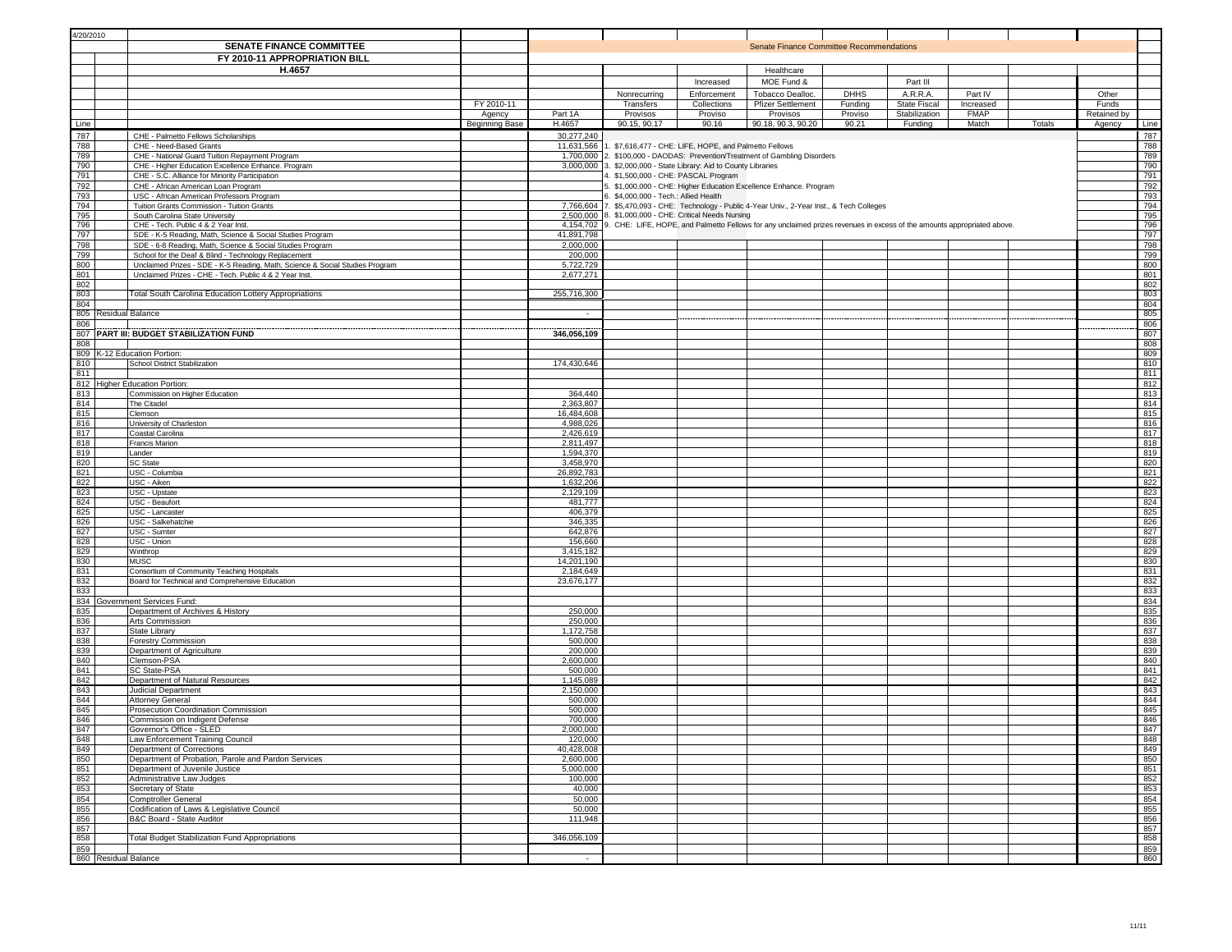4/20/2010

| Line | | | FY 2010-11 Agency Beginning Base | Part 1A H.4657 | Nonrecurring Transfers Provisos 90.15, 90.17 | Increased Enforcement Collections Proviso 90.16 | Healthcare MOE Fund & Tobacco Dealloc. Pfizer Settlement Provisos 90.18, 90.3, 90.20 | DHHS Funding Proviso 90.21 | Part III A.R.R.A. State Fiscal Stabilization Funding | Part IV Increased FMAP Match | Totals | Other Funds Retained by Agency | Line |
|---|---|---|---|---|---|---|---|---|---|---|---|---|---|
| | SENATE FINANCE COMMITTEE FY 2010-11 APPROPRIATION BILL H.4657 | | | | Senate Finance Committee Recommendations | | | | | | | | |
| 787 | | CHE - Palmetto Fellows Scholarships | | 30,277,240 | | | | | | | | | 787 |
| 788 | | CHE - Need-Based Grants | | 11,631,566 | 1. $7,616,477 - CHE: LIFE, HOPE, and Palmetto Fellows | | | | | | | | 788 |
| 789 | | CHE - National Guard Tuition Repayment Program | | 1,700,000 | 2. $100,000 - DAODAS: Prevention/Treatment of Gambling Disorders | | | | | | | | 789 |
| 790 | | CHE - Higher Education Excellence Enhance. Program | | 3,000,000 | 3. $2,000,000 - State Library: Aid to County Libraries | | | | | | | | 790 |
| 791 | | CHE - S.C. Alliance for Minority Participation | | | 4. $1,500,000 - CHE: PASCAL Program | | | | | | | | 791 |
| 792 | | CHE - African American Loan Program | | | 5. $1,000,000 - CHE: Higher Education Excellence Enhance. Program | | | | | | | | 792 |
| 793 | | USC - African American Professors Program | | | 6. $4,000,000 - Tech.: Allied Health | | | | | | | | 793 |
| 794 | | Tuition Grants Commission - Tuition Grants | | 7,766,604 | 7. $5,470,093 - CHE: Technology - Public 4-Year Univ., 2-Year Inst., & Tech Colleges | | | | | | | | 794 |
| 795 | | South Carolina State University | | 2,500,000 | 8. $1,000,000 - CHE: Critical Needs Nursing | | | | | | | | 795 |
| 796 | | CHE - Tech. Public 4 & 2 Year Inst. | | 4,154,702 | 9. CHE: LIFE, HOPE, and Palmetto Fellows for any unclaimed prizes revenues in excess of the amounts appropriated above. | | | | | | | | 796 |
| 797 | | SDE - K-5 Reading, Math, Science & Social Studies Program | | 41,891,798 | | | | | | | | | 797 |
| 798 | | SDE - 6-8 Reading, Math, Science & Social Studies Program | | 2,000,000 | | | | | | | | | 798 |
| 799 | | School for the Deaf & Blind - Technology Replacement | | 200,000 | | | | | | | | | 799 |
| 800 | | Unclaimed Prizes - SDE - K-5 Reading, Math, Science & Social Studies Program | | 5,722,729 | | | | | | | | | 800 |
| 801 | | Unclaimed Prizes - CHE - Tech. Public 4 & 2 Year Inst. | | 2,677,271 | | | | | | | | | 801 |
| 802 | | | | | | | | | | | | | 802 |
| 803 | | Total South Carolina Education Lottery Appropriations | | 255,716,300 | | | | | | | | | 803 |
| 804 | | | | | | | | | | | | | 804 |
| 805 | Residual Balance | | | - | | | | | | | | | 805 |
| 806 | | | | | | | | | | | | | 806 |
| 807 | **PART III: BUDGET STABILIZATION FUND** | | | **346,056,109** | | | | | | | | | 807 |
| 808 | | | | | | | | | | | | | 808 |
| 809 | K-12 Education Portion: | | | | | | | | | | | | 809 |
| 810 | | School District Stabilization | | 174,430,646 | | | | | | | | | 810 |
| 811 | | | | | | | | | | | | | 811 |
| 812 | Higher Education Portion: | | | | | | | | | | | | 812 |
| 813 | | Commission on Higher Education | | 364,440 | | | | | | | | | 813 |
| 814 | | The Citadel | | 2,363,807 | | | | | | | | | 814 |
| 815 | | Clemson | | 16,484,608 | | | | | | | | | 815 |
| 816 | | University of Charleston | | 4,988,026 | | | | | | | | | 816 |
| 817 | | Coastal Carolina | | 2,426,619 | | | | | | | | | 817 |
| 818 | | Francis Marion | | 2,811,497 | | | | | | | | | 818 |
| 819 | | Lander | | 1,594,370 | | | | | | | | | 819 |
| 820 | | SC State | | 3,458,970 | | | | | | | | | 820 |
| 821 | | USC - Columbia | | 26,892,783 | | | | | | | | | 821 |
| 822 | | USC - Aiken | | 1,632,206 | | | | | | | | | 822 |
| 823 | | USC - Upstate | | 2,129,109 | | | | | | | | | 823 |
| 824 | | USC - Beaufort | | 481,777 | | | | | | | | | 824 |
| 825 | | USC - Lancaster | | 406,379 | | | | | | | | | 825 |
| 826 | | USC - Salkehatchie | | 346,335 | | | | | | | | | 826 |
| 827 | | USC - Sumter | | 642,876 | | | | | | | | | 827 |
| 828 | | USC - Union | | 156,660 | | | | | | | | | 828 |
| 829 | | Winthrop | | 3,415,182 | | | | | | | | | 829 |
| 830 | | MUSC | | 14,201,190 | | | | | | | | | 830 |
| 831 | | Consortium of Community Teaching Hospitals | | 2,184,649 | | | | | | | | | 831 |
| 832 | | Board for Technical and Comprehensive Education | | 23,676,177 | | | | | | | | | 832 |
| 833 | | | | | | | | | | | | | 833 |
| 834 | Government Services Fund: | | | | | | | | | | | | 834 |
| 835 | | Department of Archives & History | | 250,000 | | | | | | | | | 835 |
| 836 | | Arts Commission | | 250,000 | | | | | | | | | 836 |
| 837 | | State Library | | 1,172,758 | | | | | | | | | 837 |
| 838 | | Forestry Commission | | 500,000 | | | | | | | | | 838 |
| 839 | | Department of Agriculture | | 200,000 | | | | | | | | | 839 |
| 840 | | Clemson-PSA | | 2,600,000 | | | | | | | | | 840 |
| 841 | | SC State-PSA | | 500,000 | | | | | | | | | 841 |
| 842 | | Department of Natural Resources | | 1,145,089 | | | | | | | | | 842 |
| 843 | | Judicial Department | | 2,150,000 | | | | | | | | | 843 |
| 844 | | Attorney General | | 500,000 | | | | | | | | | 844 |
| 845 | | Prosecution Coordination Commission | | 500,000 | | | | | | | | | 845 |
| 846 | | Commission on Indigent Defense | | 700,000 | | | | | | | | | 846 |
| 847 | | Governor's Office - SLED | | 2,000,000 | | | | | | | | | 847 |
| 848 | | Law Enforcement Training Council | | 120,000 | | | | | | | | | 848 |
| 849 | | Department of Corrections | | 40,428,008 | | | | | | | | | 849 |
| 850 | | Department of Probation, Parole and Pardon Services | | 2,600,000 | | | | | | | | | 850 |
| 851 | | Department of Juvenile Justice | | 5,000,000 | | | | | | | | | 851 |
| 852 | | Administrative Law Judges | | 100,000 | | | | | | | | | 852 |
| 853 | | Secretary of State | | 40,000 | | | | | | | | | 853 |
| 854 | | Comptroller General | | 50,000 | | | | | | | | | 854 |
| 855 | | Codification of Laws & Legislative Council | | 50,000 | | | | | | | | | 855 |
| 856 | | B&C Board - State Auditor | | 111,948 | | | | | | | | | 856 |
| 857 | | | | | | | | | | | | | 857 |
| 858 | | Total Budget Stabilization Fund Appropriations | | 346,056,109 | | | | | | | | | 858 |
| 859 | | | | | | | | | | | | | 859 |
| 860 | Residual Balance | | | - | | | | | | | | | 860 |